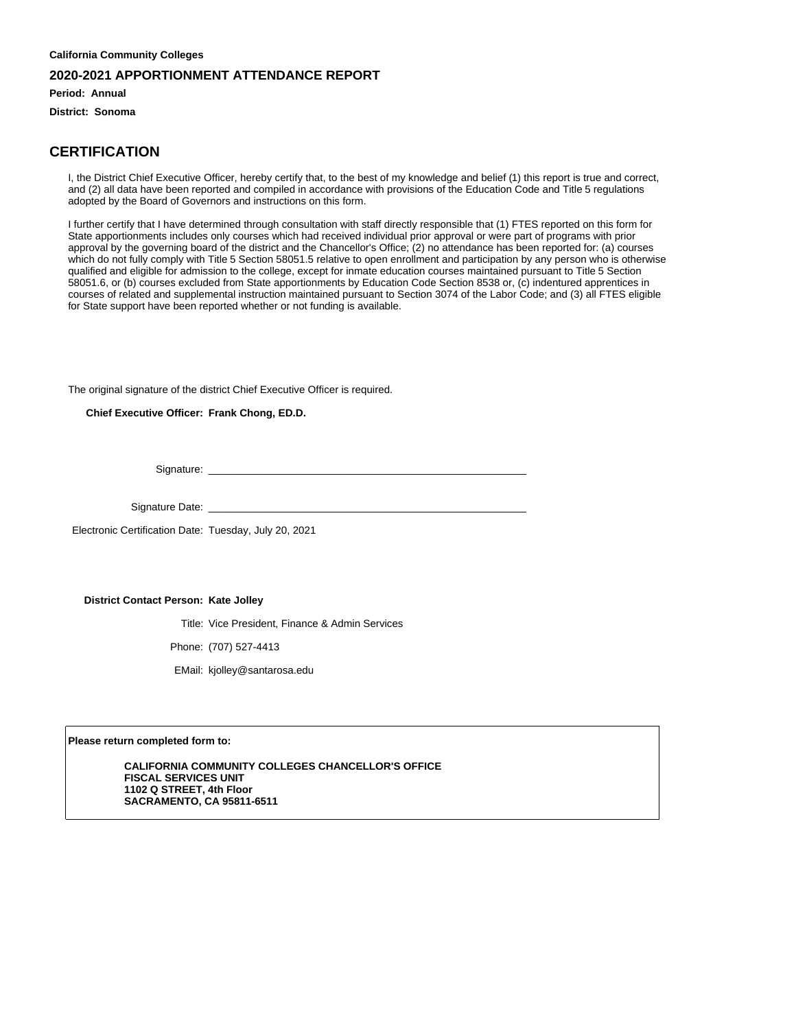**California Community Colleges**

## 2020-2021 APPORTIONMENT ATTENDANCE REPORT

**Period: Annual**

**District: Sonoma**

## CERTIFICATION

I, the District Chief Executive Officer, hereby certify that, to the best of my knowledge and belief (1) this report is true and correct, and (2) all data have been reported and compiled in accordance with provisions of the Education Code and Title 5 regulations adopted by the Board of Governors and instructions on this form.

I further certify that I have determined through consultation with staff directly responsible that (1) FTES reported on this form for State apportionments includes only courses which had received individual prior approval or were part of programs with prior approval by the governing board of the district and the Chancellor's Office; (2) no attendance has been reported for: (a) courses which do not fully comply with Title 5 Section 58051.5 relative to open enrollment and participation by any person who is otherwise qualified and eligible for admission to the college, except for inmate education courses maintained pursuant to Title 5 Section 58051.6, or (b) courses excluded from State apportionments by Education Code Section 8538 or, (c) indentured apprentices in courses of related and supplemental instruction maintained pursuant to Section 3074 of the Labor Code; and (3) all FTES eligible for State support have been reported whether or not funding is available.

The original signature of the district Chief Executive Officer is required.

**Chief Executive Officer: Frank Chong, ED.D.**

Signature: ______________________________

Signature Date: ______________________________

Electronic Certification Date: Tuesday, July 20, 2021

**District Contact Person: Kate Jolley**

Title: Vice President, Finance & Admin Services

Phone: (707) 527-4413

EMail: kjolley@santarosa.edu

**Please return completed form to:**

**CALIFORNIA COMMUNITY COLLEGES CHANCELLOR'S OFFICE**
**FISCAL SERVICES UNIT**
**1102 Q STREET, 4th Floor**
**SACRAMENTO, CA 95811-6511**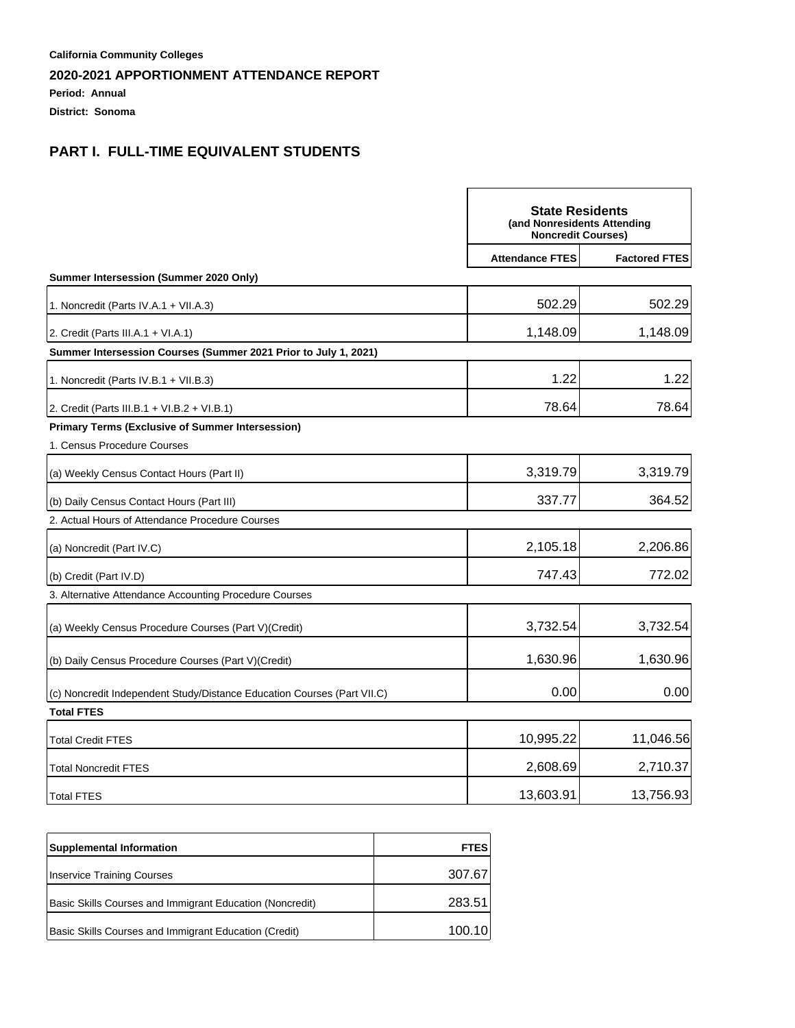**California Community Colleges**

## 2020-2021 APPORTIONMENT ATTENDANCE REPORT

**Period: Annual**

**District: Sonoma**

## PART I. FULL-TIME EQUIVALENT STUDENTS

| | State Residents (and Nonresidents Attending Noncredit Courses) | |
|---|---|---|
| | **Attendance FTES** | **Factored FTES** |
| **Summer Intersession (Summer 2020 Only)** | | |
| 1. Noncredit (Parts IV.A.1 + VII.A.3) | 502.29 | 502.29 |
| 2. Credit (Parts III.A.1 + VI.A.1) | 1,148.09 | 1,148.09 |
| **Summer Intersession Courses (Summer 2021 Prior to July 1, 2021)** | | |
| 1. Noncredit (Parts IV.B.1 + VII.B.3) | 1.22 | 1.22 |
| 2. Credit (Parts III.B.1 + VI.B.2 + VI.B.1) | 78.64 | 78.64 |
| **Primary Terms (Exclusive of Summer Intersession)** | | |
| 1. Census Procedure Courses | | |
| (a) Weekly Census Contact Hours (Part II) | 3,319.79 | 3,319.79 |
| (b) Daily Census Contact Hours (Part III) | 337.77 | 364.52 |
| 2. Actual Hours of Attendance Procedure Courses | | |
| (a) Noncredit (Part IV.C) | 2,105.18 | 2,206.86 |
| (b) Credit (Part IV.D) | 747.43 | 772.02 |
| 3. Alternative Attendance Accounting Procedure Courses | | |
| (a) Weekly Census Procedure Courses (Part V)(Credit) | 3,732.54 | 3,732.54 |
| (b) Daily Census Procedure Courses (Part V)(Credit) | 1,630.96 | 1,630.96 |
| (c) Noncredit Independent Study/Distance Education Courses (Part VII.C) | 0.00 | 0.00 |
| **Total FTES** | | |
| Total Credit FTES | 10,995.22 | 11,046.56 |
| Total Noncredit FTES | 2,608.69 | 2,710.37 |
| Total FTES | 13,603.91 | 13,756.93 |

| Supplemental Information | FTES |
|---|---|
| Inservice Training Courses | 307.67 |
| Basic Skills Courses and Immigrant Education (Noncredit) | 283.51 |
| Basic Skills Courses and Immigrant Education (Credit) | 100.10 |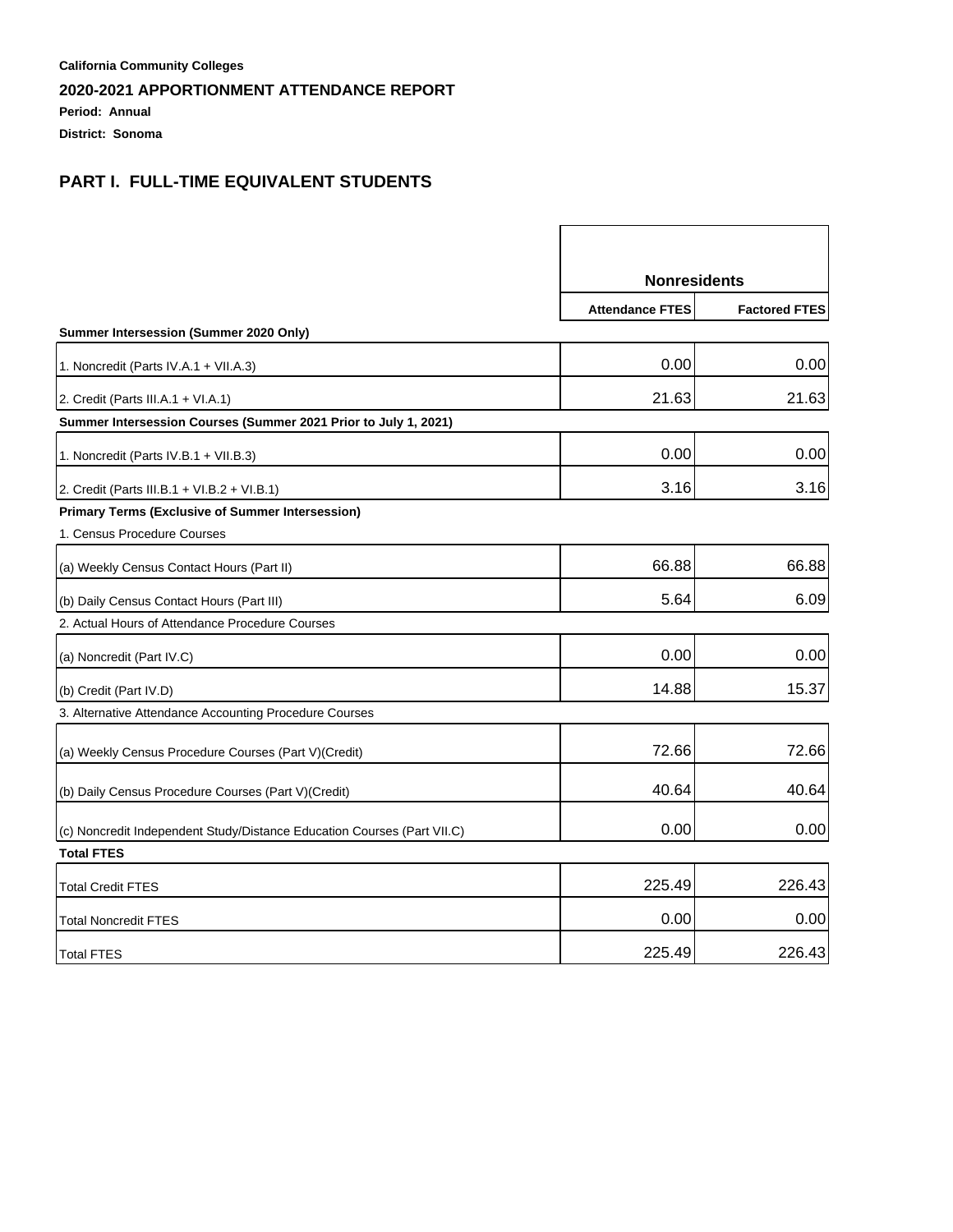**California Community Colleges**

## 2020-2021 APPORTIONMENT ATTENDANCE REPORT

**Period: Annual**

**District: Sonoma**

## PART I. FULL-TIME EQUIVALENT STUDENTS

| | Nonresidents | |
|---|---|---|
| | **Attendance FTES** | **Factored FTES** |
| **Summer Intersession (Summer 2020 Only)** | | |
| 1. Noncredit (Parts IV.A.1 + VII.A.3) | 0.00 | 0.00 |
| 2. Credit (Parts III.A.1 + VI.A.1) | 21.63 | 21.63 |
| **Summer Intersession Courses (Summer 2021 Prior to July 1, 2021)** | | |
| 1. Noncredit (Parts IV.B.1 + VII.B.3) | 0.00 | 0.00 |
| 2. Credit (Parts III.B.1 + VI.B.2 + VI.B.1) | 3.16 | 3.16 |
| **Primary Terms (Exclusive of Summer Intersession)** | | |
| 1. Census Procedure Courses | | |
| (a) Weekly Census Contact Hours (Part II) | 66.88 | 66.88 |
| (b) Daily Census Contact Hours (Part III) | 5.64 | 6.09 |
| 2. Actual Hours of Attendance Procedure Courses | | |
| (a) Noncredit (Part IV.C) | 0.00 | 0.00 |
| (b) Credit (Part IV.D) | 14.88 | 15.37 |
| 3. Alternative Attendance Accounting Procedure Courses | | |
| (a) Weekly Census Procedure Courses (Part V)(Credit) | 72.66 | 72.66 |
| (b) Daily Census Procedure Courses (Part V)(Credit) | 40.64 | 40.64 |
| (c) Noncredit Independent Study/Distance Education Courses (Part VII.C) | 0.00 | 0.00 |
| **Total FTES** | | |
| Total Credit FTES | 225.49 | 226.43 |
| Total Noncredit FTES | 0.00 | 0.00 |
| Total FTES | 225.49 | 226.43 |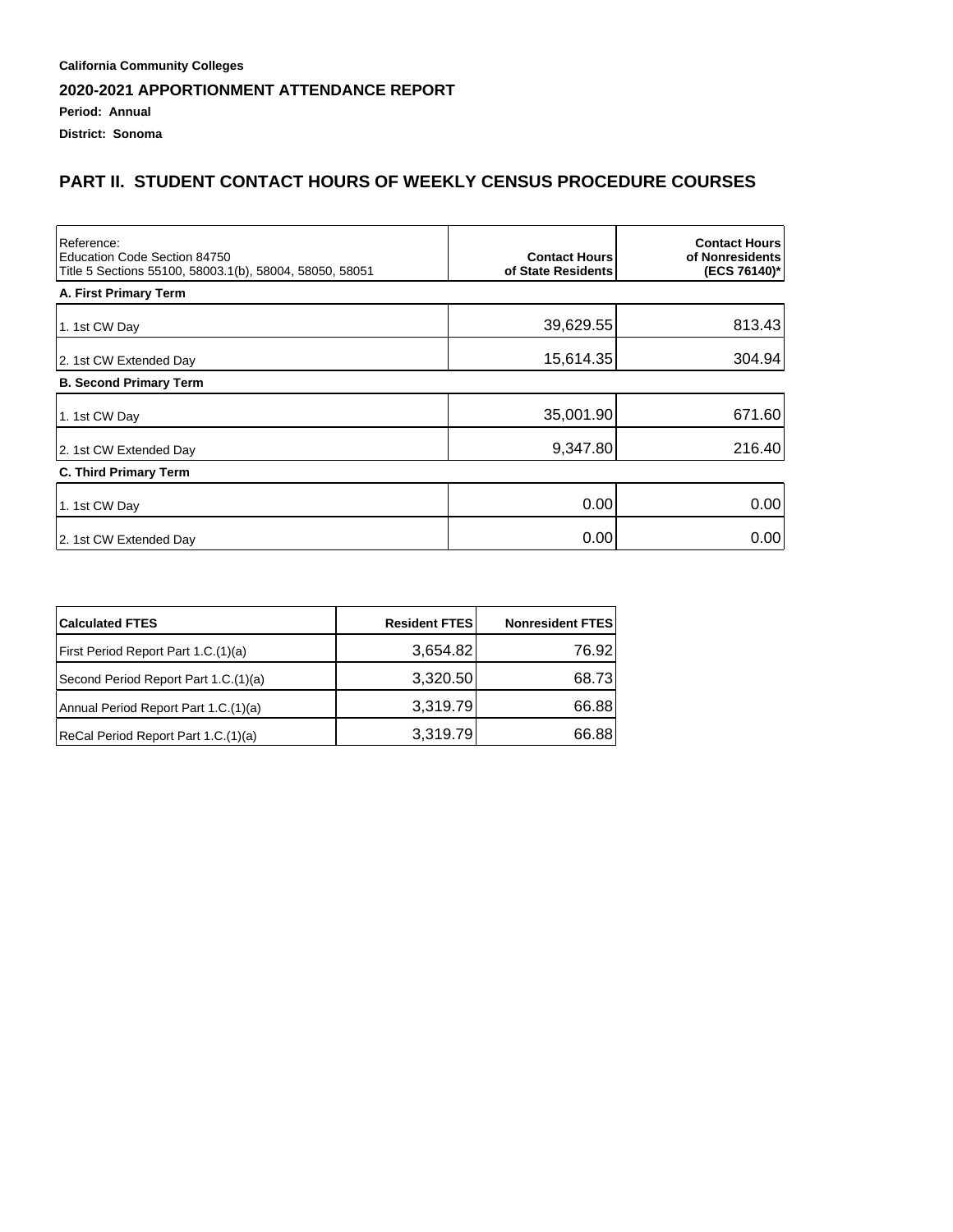**California Community Colleges**

**2020-2021 APPORTIONMENT ATTENDANCE REPORT**

**Period: Annual**

**District: Sonoma**

## PART II. STUDENT CONTACT HOURS OF WEEKLY CENSUS PROCEDURE COURSES

| Reference: Education Code Section 84750 Title 5 Sections 55100, 58003.1(b), 58004, 58050, 58051 | Contact Hours of State Residents | Contact Hours of Nonresidents (ECS 76140)* |
|---|---|---|
| **A. First Primary Term** | | |
| 1. 1st CW Day | 39,629.55 | 813.43 |
| 2. 1st CW Extended Day | 15,614.35 | 304.94 |
| **B. Second Primary Term** | | |
| 1. 1st CW Day | 35,001.90 | 671.60 |
| 2. 1st CW Extended Day | 9,347.80 | 216.40 |
| **C. Third Primary Term** | | |
| 1. 1st CW Day | 0.00 | 0.00 |
| 2. 1st CW Extended Day | 0.00 | 0.00 |

| Calculated FTES | Resident FTES | Nonresident FTES |
|---|---|---|
| First Period Report Part 1.C.(1)(a) | 3,654.82 | 76.92 |
| Second Period Report Part 1.C.(1)(a) | 3,320.50 | 68.73 |
| Annual Period Report Part 1.C.(1)(a) | 3,319.79 | 66.88 |
| ReCal Period Report Part 1.C.(1)(a) | 3,319.79 | 66.88 |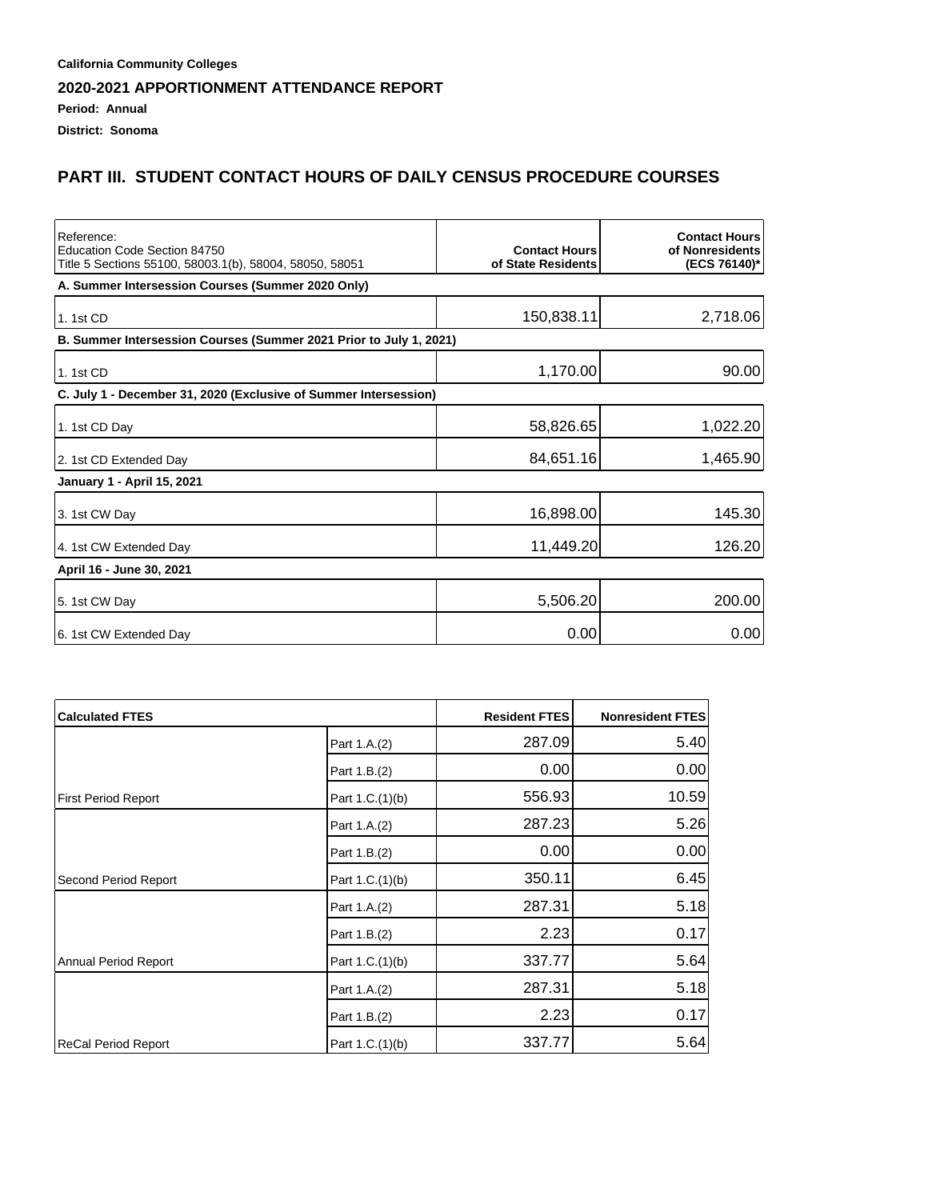**California Community Colleges**

**2020-2021 APPORTIONMENT ATTENDANCE REPORT**

**Period: Annual**

**District: Sonoma**

## PART III. STUDENT CONTACT HOURS OF DAILY CENSUS PROCEDURE COURSES

| Reference: Education Code Section 84750 Title 5 Sections 55100, 58003.1(b), 58004, 58050, 58051 | Contact Hours of State Residents | Contact Hours of Nonresidents (ECS 76140)* |
|---|---|---|
| **A. Summer Intersession Courses (Summer 2020 Only)** | | |
| 1. 1st CD | 150,838.11 | 2,718.06 |
| **B. Summer Intersession Courses (Summer 2021 Prior to July 1, 2021)** | | |
| 1. 1st CD | 1,170.00 | 90.00 |
| **C. July 1 - December 31, 2020 (Exclusive of Summer Intersession)** | | |
| 1. 1st CD Day | 58,826.65 | 1,022.20 |
| 2. 1st CD Extended Day | 84,651.16 | 1,465.90 |
| **January 1 - April 15, 2021** | | |
| 3. 1st CW Day | 16,898.00 | 145.30 |
| 4. 1st CW Extended Day | 11,449.20 | 126.20 |
| **April 16 - June 30, 2021** | | |
| 5. 1st CW Day | 5,506.20 | 200.00 |
| 6. 1st CW Extended Day | 0.00 | 0.00 |

| Calculated FTES | | Resident FTES | Nonresident FTES |
|---|---|---|---|
| | Part 1.A.(2) | 287.09 | 5.40 |
| | Part 1.B.(2) | 0.00 | 0.00 |
| First Period Report | Part 1.C.(1)(b) | 556.93 | 10.59 |
| | Part 1.A.(2) | 287.23 | 5.26 |
| | Part 1.B.(2) | 0.00 | 0.00 |
| Second Period Report | Part 1.C.(1)(b) | 350.11 | 6.45 |
| | Part 1.A.(2) | 287.31 | 5.18 |
| | Part 1.B.(2) | 2.23 | 0.17 |
| Annual Period Report | Part 1.C.(1)(b) | 337.77 | 5.64 |
| | Part 1.A.(2) | 287.31 | 5.18 |
| | Part 1.B.(2) | 2.23 | 0.17 |
| ReCal Period Report | Part 1.C.(1)(b) | 337.77 | 5.64 |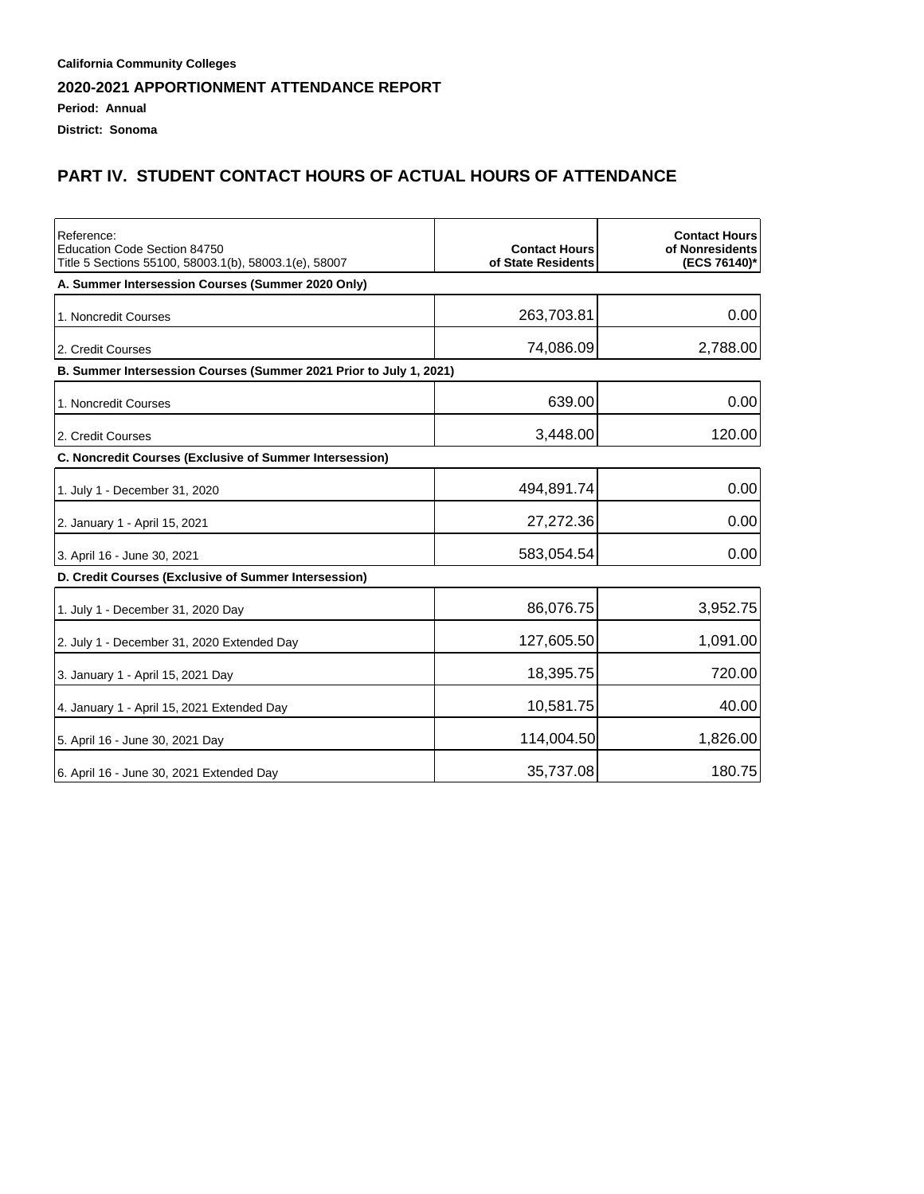**California Community Colleges**

## 2020-2021 APPORTIONMENT ATTENDANCE REPORT

**Period: Annual**

**District: Sonoma**

## PART IV. STUDENT CONTACT HOURS OF ACTUAL HOURS OF ATTENDANCE

| Reference: Education Code Section 84750 Title 5 Sections 55100, 58003.1(b), 58003.1(e), 58007 | Contact Hours of State Residents | Contact Hours of Nonresidents (ECS 76140)* |
|---|---|---|
| **A. Summer Intersession Courses (Summer 2020 Only)** | | |
| 1. Noncredit Courses | 263,703.81 | 0.00 |
| 2. Credit Courses | 74,086.09 | 2,788.00 |
| **B. Summer Intersession Courses (Summer 2021 Prior to July 1, 2021)** | | |
| 1. Noncredit Courses | 639.00 | 0.00 |
| 2. Credit Courses | 3,448.00 | 120.00 |
| **C. Noncredit Courses (Exclusive of Summer Intersession)** | | |
| 1. July 1 - December 31, 2020 | 494,891.74 | 0.00 |
| 2. January 1 - April 15, 2021 | 27,272.36 | 0.00 |
| 3. April 16 - June 30, 2021 | 583,054.54 | 0.00 |
| **D. Credit Courses (Exclusive of Summer Intersession)** | | |
| 1. July 1 - December 31, 2020 Day | 86,076.75 | 3,952.75 |
| 2. July 1 - December 31, 2020 Extended Day | 127,605.50 | 1,091.00 |
| 3. January 1 - April 15, 2021 Day | 18,395.75 | 720.00 |
| 4. January 1 - April 15, 2021 Extended Day | 10,581.75 | 40.00 |
| 5. April 16 - June 30, 2021 Day | 114,004.50 | 1,826.00 |
| 6. April 16 - June 30, 2021 Extended Day | 35,737.08 | 180.75 |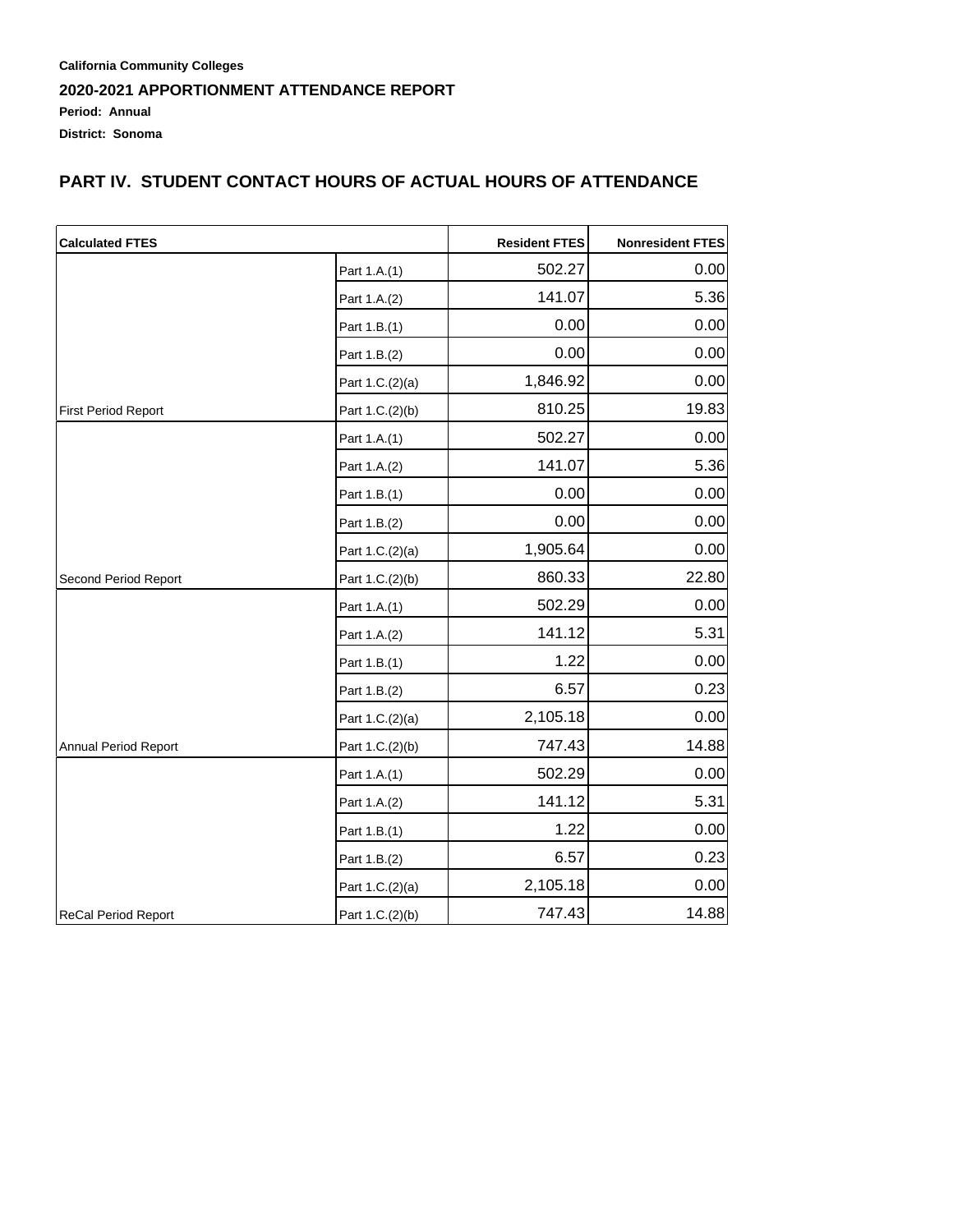**California Community Colleges**

## 2020-2021 APPORTIONMENT ATTENDANCE REPORT

**Period: Annual**

**District: Sonoma**

## PART IV. STUDENT CONTACT HOURS OF ACTUAL HOURS OF ATTENDANCE

| Calculated FTES | | Resident FTES | Nonresident FTES |
|---|---|---|---|
| | Part 1.A.(1) | 502.27 | 0.00 |
| | Part 1.A.(2) | 141.07 | 5.36 |
| | Part 1.B.(1) | 0.00 | 0.00 |
| | Part 1.B.(2) | 0.00 | 0.00 |
| | Part 1.C.(2)(a) | 1,846.92 | 0.00 |
| First Period Report | Part 1.C.(2)(b) | 810.25 | 19.83 |
| | Part 1.A.(1) | 502.27 | 0.00 |
| | Part 1.A.(2) | 141.07 | 5.36 |
| | Part 1.B.(1) | 0.00 | 0.00 |
| | Part 1.B.(2) | 0.00 | 0.00 |
| | Part 1.C.(2)(a) | 1,905.64 | 0.00 |
| Second Period Report | Part 1.C.(2)(b) | 860.33 | 22.80 |
| | Part 1.A.(1) | 502.29 | 0.00 |
| | Part 1.A.(2) | 141.12 | 5.31 |
| | Part 1.B.(1) | 1.22 | 0.00 |
| | Part 1.B.(2) | 6.57 | 0.23 |
| | Part 1.C.(2)(a) | 2,105.18 | 0.00 |
| Annual Period Report | Part 1.C.(2)(b) | 747.43 | 14.88 |
| | Part 1.A.(1) | 502.29 | 0.00 |
| | Part 1.A.(2) | 141.12 | 5.31 |
| | Part 1.B.(1) | 1.22 | 0.00 |
| | Part 1.B.(2) | 6.57 | 0.23 |
| | Part 1.C.(2)(a) | 2,105.18 | 0.00 |
| ReCal Period Report | Part 1.C.(2)(b) | 747.43 | 14.88 |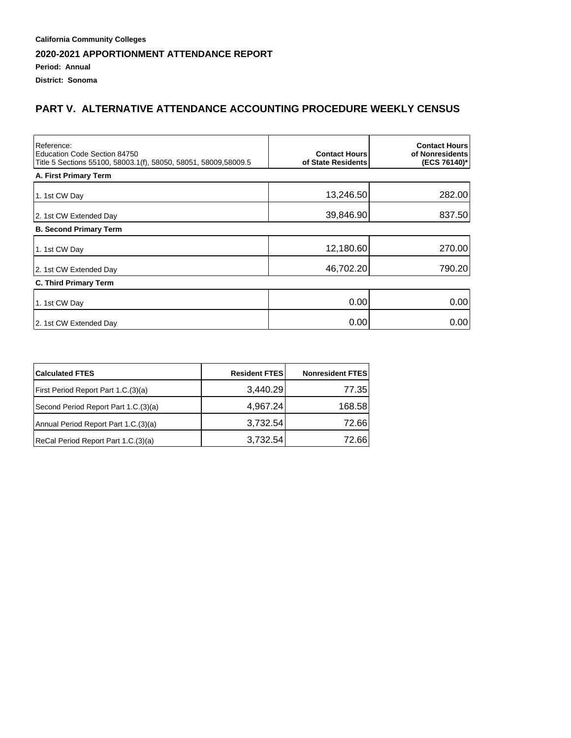**California Community Colleges**

**2020-2021 APPORTIONMENT ATTENDANCE REPORT**

**Period: Annual**

**District: Sonoma**

## PART V. ALTERNATIVE ATTENDANCE ACCOUNTING PROCEDURE WEEKLY CENSUS

| Reference: Education Code Section 84750 Title 5 Sections 55100, 58003.1(f), 58050, 58051, 58009,58009.5 | Contact Hours of State Residents | Contact Hours of Nonresidents (ECS 76140)* |
|---|---|---|
| **A. First Primary Term** | | |
| 1. 1st CW Day | 13,246.50 | 282.00 |
| 2. 1st CW Extended Day | 39,846.90 | 837.50 |
| **B. Second Primary Term** | | |
| 1. 1st CW Day | 12,180.60 | 270.00 |
| 2. 1st CW Extended Day | 46,702.20 | 790.20 |
| **C. Third Primary Term** | | |
| 1. 1st CW Day | 0.00 | 0.00 |
| 2. 1st CW Extended Day | 0.00 | 0.00 |

| Calculated FTES | Resident FTES | Nonresident FTES |
|---|---|---|
| First Period Report Part 1.C.(3)(a) | 3,440.29 | 77.35 |
| Second Period Report Part 1.C.(3)(a) | 4,967.24 | 168.58 |
| Annual Period Report Part 1.C.(3)(a) | 3,732.54 | 72.66 |
| ReCal Period Report Part 1.C.(3)(a) | 3,732.54 | 72.66 |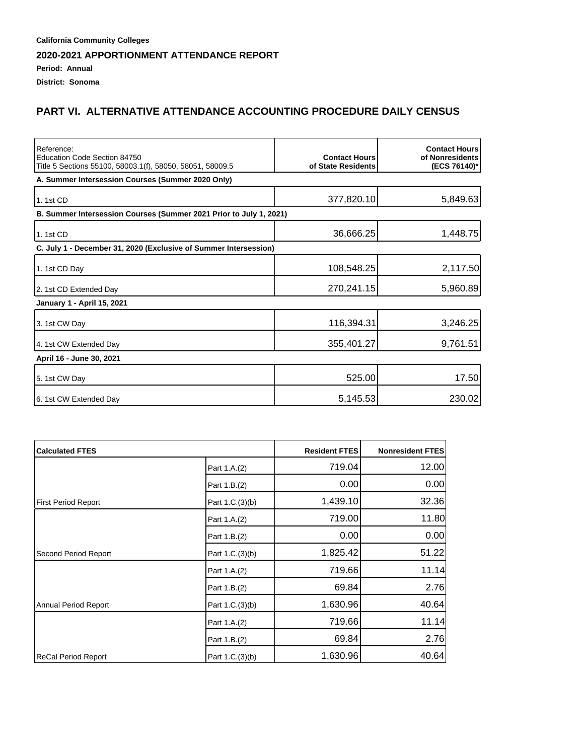**California Community Colleges**

**2020-2021 APPORTIONMENT ATTENDANCE REPORT**

**Period: Annual**

**District: Sonoma**

## PART VI. ALTERNATIVE ATTENDANCE ACCOUNTING PROCEDURE DAILY CENSUS

| Reference:<br>Education Code Section 84750<br>Title 5 Sections 55100, 58003.1(f), 58050, 58051, 58009.5 | Contact Hours of State Residents | Contact Hours of Nonresidents (ECS 76140)* |
|---|---|---|
| **A. Summer Intersession Courses (Summer 2020 Only)** | | |
| 1. 1st CD | 377,820.10 | 5,849.63 |
| **B. Summer Intersession Courses (Summer 2021 Prior to July 1, 2021)** | | |
| 1. 1st CD | 36,666.25 | 1,448.75 |
| **C. July 1 - December 31, 2020 (Exclusive of Summer Intersession)** | | |
| 1. 1st CD Day | 108,548.25 | 2,117.50 |
| 2. 1st CD Extended Day | 270,241.15 | 5,960.89 |
| **January 1 - April 15, 2021** | | |
| 3. 1st CW Day | 116,394.31 | 3,246.25 |
| 4. 1st CW Extended Day | 355,401.27 | 9,761.51 |
| **April 16 - June 30, 2021** | | |
| 5. 1st CW Day | 525.00 | 17.50 |
| 6. 1st CW Extended Day | 5,145.53 | 230.02 |

| Calculated FTES | | Resident FTES | Nonresident FTES |
|---|---|---|---|
| | Part 1.A.(2) | 719.04 | 12.00 |
| | Part 1.B.(2) | 0.00 | 0.00 |
| First Period Report | Part 1.C.(3)(b) | 1,439.10 | 32.36 |
| | Part 1.A.(2) | 719.00 | 11.80 |
| | Part 1.B.(2) | 0.00 | 0.00 |
| Second Period Report | Part 1.C.(3)(b) | 1,825.42 | 51.22 |
| | Part 1.A.(2) | 719.66 | 11.14 |
| | Part 1.B.(2) | 69.84 | 2.76 |
| Annual Period Report | Part 1.C.(3)(b) | 1,630.96 | 40.64 |
| | Part 1.A.(2) | 719.66 | 11.14 |
| | Part 1.B.(2) | 69.84 | 2.76 |
| ReCal Period Report | Part 1.C.(3)(b) | 1,630.96 | 40.64 |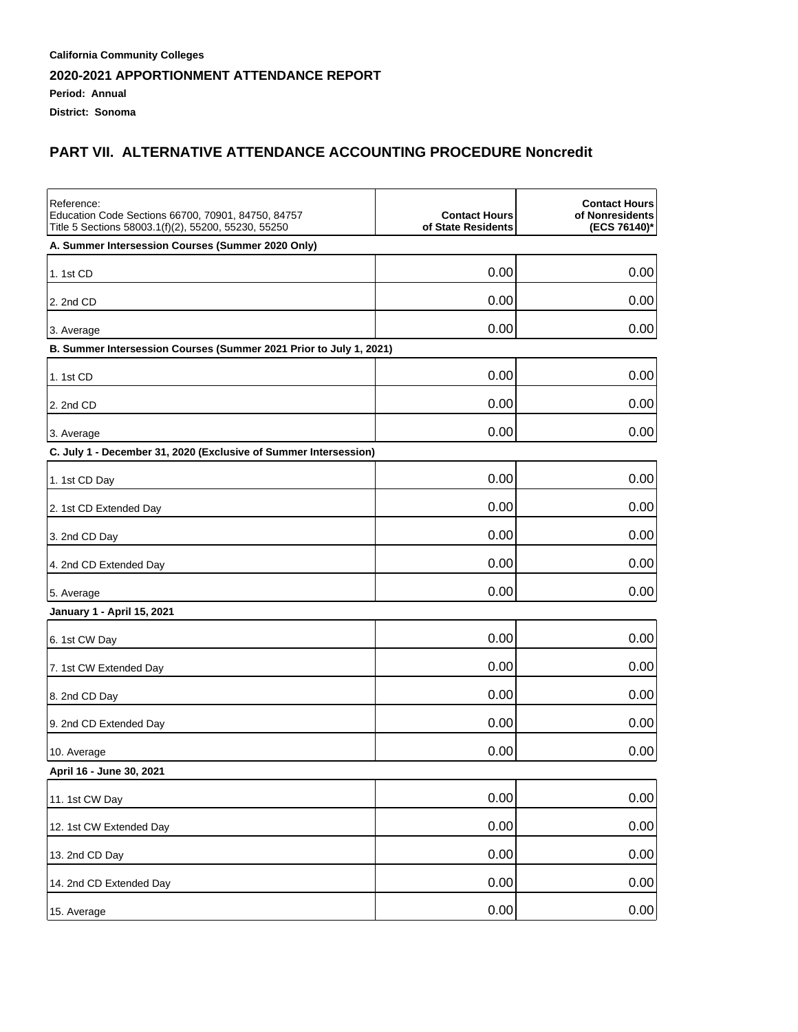**California Community Colleges**

**2020-2021 APPORTIONMENT ATTENDANCE REPORT**

**Period: Annual**

**District: Sonoma**

## PART VII. ALTERNATIVE ATTENDANCE ACCOUNTING PROCEDURE Noncredit

| Reference:<br>Education Code Sections 66700, 70901, 84750, 84757<br>Title 5 Sections 58003.1(f)(2), 55200, 55230, 55250 | **Contact Hours of State Residents** | **Contact Hours of Nonresidents (ECS 76140)*** |
|---|---|---|
| **A. Summer Intersession Courses (Summer 2020 Only)** | | |
| 1. 1st CD | 0.00 | 0.00 |
| 2. 2nd CD | 0.00 | 0.00 |
| 3. Average | 0.00 | 0.00 |
| **B. Summer Intersession Courses (Summer 2021 Prior to July 1, 2021)** | | |
| 1. 1st CD | 0.00 | 0.00 |
| 2. 2nd CD | 0.00 | 0.00 |
| 3. Average | 0.00 | 0.00 |
| **C. July 1 - December 31, 2020 (Exclusive of Summer Intersession)** | | |
| 1. 1st CD Day | 0.00 | 0.00 |
| 2. 1st CD Extended Day | 0.00 | 0.00 |
| 3. 2nd CD Day | 0.00 | 0.00 |
| 4. 2nd CD Extended Day | 0.00 | 0.00 |
| 5. Average | 0.00 | 0.00 |
| **January 1 - April 15, 2021** | | |
| 6. 1st CW Day | 0.00 | 0.00 |
| 7. 1st CW Extended Day | 0.00 | 0.00 |
| 8. 2nd CD Day | 0.00 | 0.00 |
| 9. 2nd CD Extended Day | 0.00 | 0.00 |
| 10. Average | 0.00 | 0.00 |
| **April 16 - June 30, 2021** | | |
| 11. 1st CW Day | 0.00 | 0.00 |
| 12. 1st CW Extended Day | 0.00 | 0.00 |
| 13. 2nd CD Day | 0.00 | 0.00 |
| 14. 2nd CD Extended Day | 0.00 | 0.00 |
| 15. Average | 0.00 | 0.00 |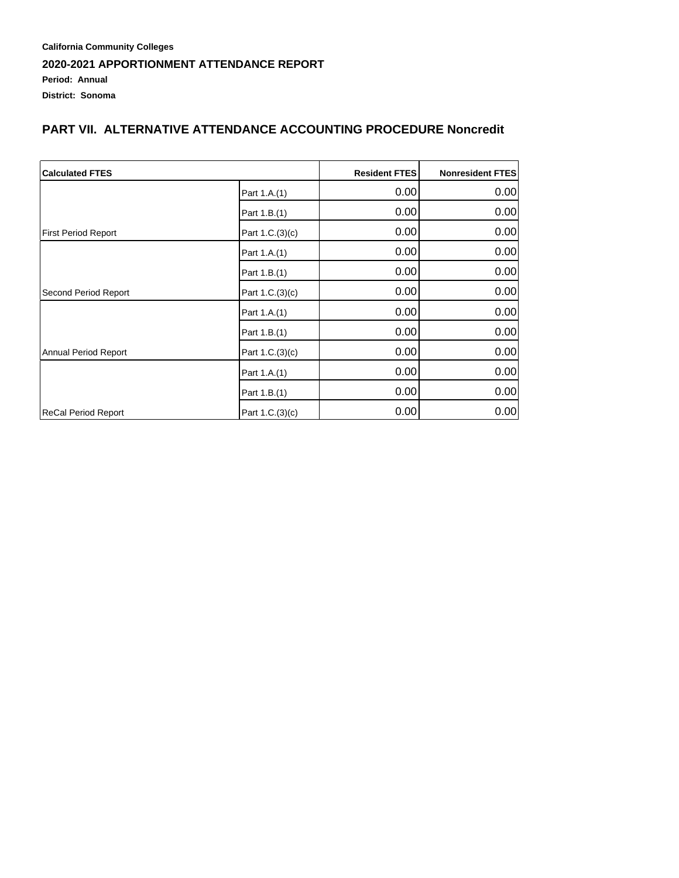**California Community Colleges**

**2020-2021 APPORTIONMENT ATTENDANCE REPORT**

**Period: Annual**

**District: Sonoma**

## PART VII. ALTERNATIVE ATTENDANCE ACCOUNTING PROCEDURE Noncredit

| Calculated FTES | | Resident FTES | Nonresident FTES |
|---|---|---|---|
| | Part 1.A.(1) | 0.00 | 0.00 |
| | Part 1.B.(1) | 0.00 | 0.00 |
| First Period Report | Part 1.C.(3)(c) | 0.00 | 0.00 |
| | Part 1.A.(1) | 0.00 | 0.00 |
| | Part 1.B.(1) | 0.00 | 0.00 |
| Second Period Report | Part 1.C.(3)(c) | 0.00 | 0.00 |
| | Part 1.A.(1) | 0.00 | 0.00 |
| | Part 1.B.(1) | 0.00 | 0.00 |
| Annual Period Report | Part 1.C.(3)(c) | 0.00 | 0.00 |
| | Part 1.A.(1) | 0.00 | 0.00 |
| | Part 1.B.(1) | 0.00 | 0.00 |
| ReCal Period Report | Part 1.C.(3)(c) | 0.00 | 0.00 |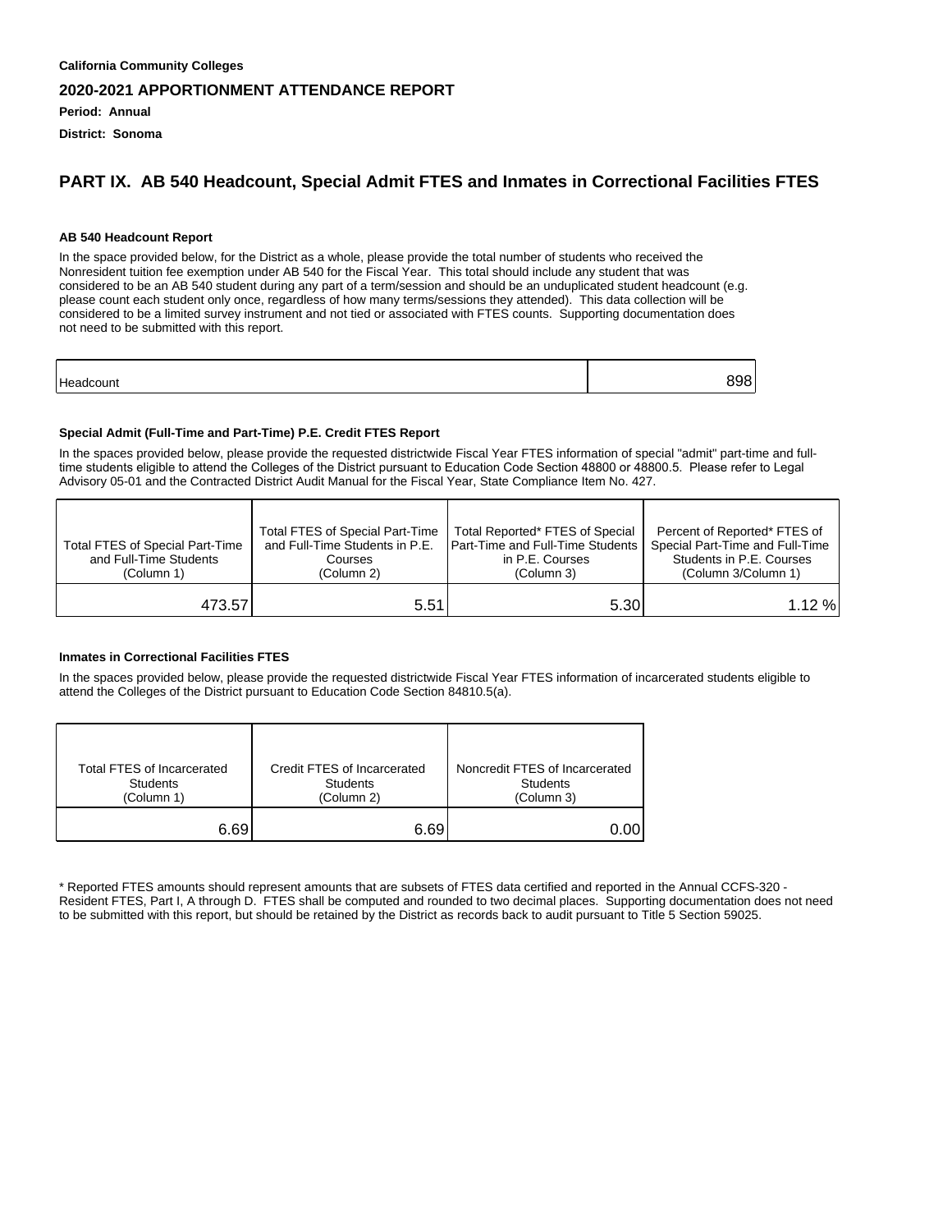**California Community Colleges**

**2020-2021 APPORTIONMENT ATTENDANCE REPORT**

**Period: Annual**

**District: Sonoma**

## PART IX. AB 540 Headcount, Special Admit FTES and Inmates in Correctional Facilities FTES

**AB 540 Headcount Report**

In the space provided below, for the District as a whole, please provide the total number of students who received the Nonresident tuition fee exemption under AB 540 for the Fiscal Year. This total should include any student that was considered to be an AB 540 student during any part of a term/session and should be an unduplicated student headcount (e.g. please count each student only once, regardless of how many terms/sessions they attended). This data collection will be considered to be a limited survey instrument and not tied or associated with FTES counts. Supporting documentation does not need to be submitted with this report.

| Headcount | 898 |
|---|---|

**Special Admit (Full-Time and Part-Time) P.E. Credit FTES Report**

In the spaces provided below, please provide the requested districtwide Fiscal Year FTES information of special "admit" part-time and full-time students eligible to attend the Colleges of the District pursuant to Education Code Section 48800 or 48800.5. Please refer to Legal Advisory 05-01 and the Contracted District Audit Manual for the Fiscal Year, State Compliance Item No. 427.

| Total FTES of Special Part-Time and Full-Time Students (Column 1) | Total FTES of Special Part-Time and Full-Time Students in P.E. Courses (Column 2) | Total Reported* FTES of Special Part-Time and Full-Time Students in P.E. Courses (Column 3) | Percent of Reported* FTES of Special Part-Time and Full-Time Students in P.E. Courses (Column 3/Column 1) |
|---|---|---|---|
| 473.57 | 5.51 | 5.30 | 1.12 % |

**Inmates in Correctional Facilities FTES**

In the spaces provided below, please provide the requested districtwide Fiscal Year FTES information of incarcerated students eligible to attend the Colleges of the District pursuant to Education Code Section 84810.5(a).

| Total FTES of Incarcerated Students (Column 1) | Credit FTES of Incarcerated Students (Column 2) | Noncredit FTES of Incarcerated Students (Column 3) |
|---|---|---|
| 6.69 | 6.69 | 0.00 |

* Reported FTES amounts should represent amounts that are subsets of FTES data certified and reported in the Annual CCFS-320 - Resident FTES, Part I, A through D. FTES shall be computed and rounded to two decimal places. Supporting documentation does not need to be submitted with this report, but should be retained by the District as records back to audit pursuant to Title 5 Section 59025.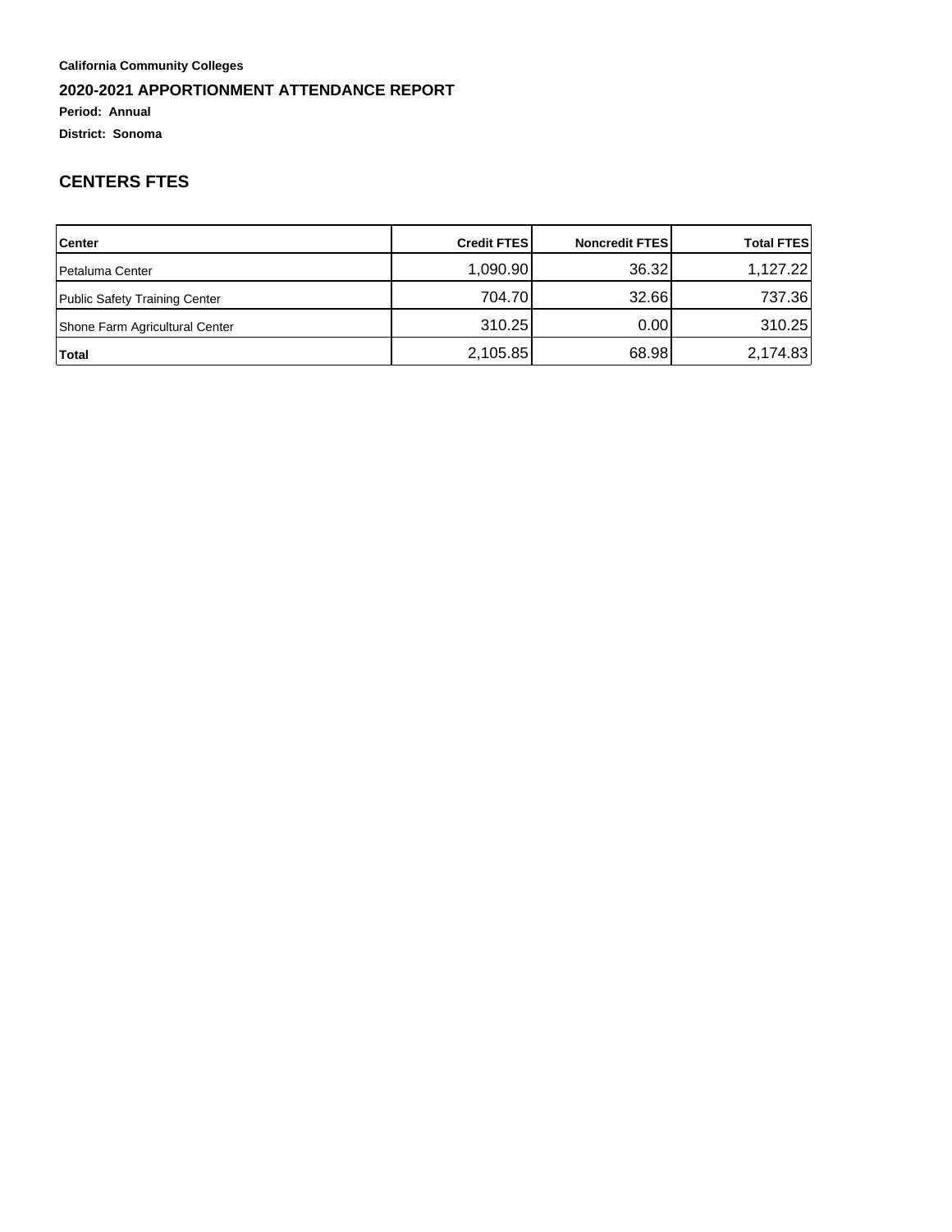**California Community Colleges**

**2020-2021 APPORTIONMENT ATTENDANCE REPORT**

**Period: Annual**

**District: Sonoma**

## CENTERS FTES

| Center | Credit FTES | Noncredit FTES | Total FTES |
|---|---|---|---|
| Petaluma Center | 1,090.90 | 36.32 | 1,127.22 |
| Public Safety Training Center | 704.70 | 32.66 | 737.36 |
| Shone Farm Agricultural Center | 310.25 | 0.00 | 310.25 |
| **Total** | 2,105.85 | 68.98 | 2,174.83 |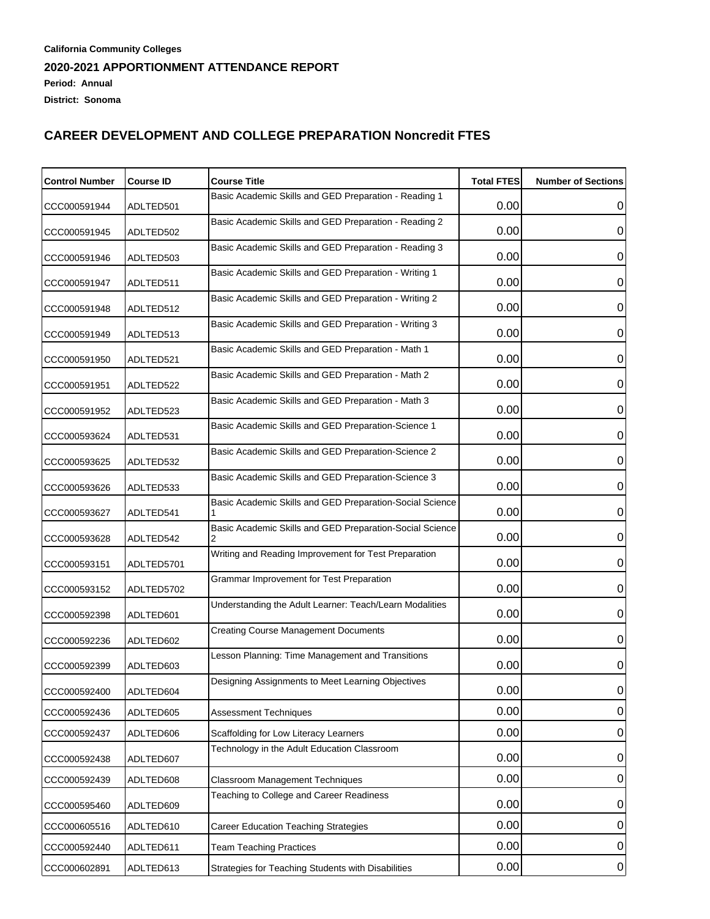**California Community Colleges**

**2020-2021 APPORTIONMENT ATTENDANCE REPORT**

**Period: Annual**

**District: Sonoma**

## CAREER DEVELOPMENT AND COLLEGE PREPARATION Noncredit FTES

| Control Number | Course ID | Course Title | Total FTES | Number of Sections |
|---|---|---|---|---|
| CCC000591944 | ADLTED501 | Basic Academic Skills and GED Preparation - Reading 1 | 0.00 | 0 |
| CCC000591945 | ADLTED502 | Basic Academic Skills and GED Preparation - Reading 2 | 0.00 | 0 |
| CCC000591946 | ADLTED503 | Basic Academic Skills and GED Preparation - Reading 3 | 0.00 | 0 |
| CCC000591947 | ADLTED511 | Basic Academic Skills and GED Preparation - Writing 1 | 0.00 | 0 |
| CCC000591948 | ADLTED512 | Basic Academic Skills and GED Preparation - Writing 2 | 0.00 | 0 |
| CCC000591949 | ADLTED513 | Basic Academic Skills and GED Preparation - Writing 3 | 0.00 | 0 |
| CCC000591950 | ADLTED521 | Basic Academic Skills and GED Preparation - Math 1 | 0.00 | 0 |
| CCC000591951 | ADLTED522 | Basic Academic Skills and GED Preparation - Math 2 | 0.00 | 0 |
| CCC000591952 | ADLTED523 | Basic Academic Skills and GED Preparation - Math 3 | 0.00 | 0 |
| CCC000593624 | ADLTED531 | Basic Academic Skills and GED Preparation-Science 1 | 0.00 | 0 |
| CCC000593625 | ADLTED532 | Basic Academic Skills and GED Preparation-Science 2 | 0.00 | 0 |
| CCC000593626 | ADLTED533 | Basic Academic Skills and GED Preparation-Science 3 | 0.00 | 0 |
| CCC000593627 | ADLTED541 | Basic Academic Skills and GED Preparation-Social Science 1 | 0.00 | 0 |
| CCC000593628 | ADLTED542 | Basic Academic Skills and GED Preparation-Social Science 2 | 0.00 | 0 |
| CCC000593151 | ADLTED5701 | Writing and Reading Improvement for Test Preparation | 0.00 | 0 |
| CCC000593152 | ADLTED5702 | Grammar Improvement for Test Preparation | 0.00 | 0 |
| CCC000592398 | ADLTED601 | Understanding the Adult Learner: Teach/Learn Modalities | 0.00 | 0 |
| CCC000592236 | ADLTED602 | Creating Course Management Documents | 0.00 | 0 |
| CCC000592399 | ADLTED603 | Lesson Planning: Time Management and Transitions | 0.00 | 0 |
| CCC000592400 | ADLTED604 | Designing Assignments to Meet Learning Objectives | 0.00 | 0 |
| CCC000592436 | ADLTED605 | Assessment Techniques | 0.00 | 0 |
| CCC000592437 | ADLTED606 | Scaffolding for Low Literacy Learners | 0.00 | 0 |
| CCC000592438 | ADLTED607 | Technology in the Adult Education Classroom | 0.00 | 0 |
| CCC000592439 | ADLTED608 | Classroom Management Techniques | 0.00 | 0 |
| CCC000595460 | ADLTED609 | Teaching to College and Career Readiness | 0.00 | 0 |
| CCC000605516 | ADLTED610 | Career Education Teaching Strategies | 0.00 | 0 |
| CCC000592440 | ADLTED611 | Team Teaching Practices | 0.00 | 0 |
| CCC000602891 | ADLTED613 | Strategies for Teaching Students with Disabilities | 0.00 | 0 |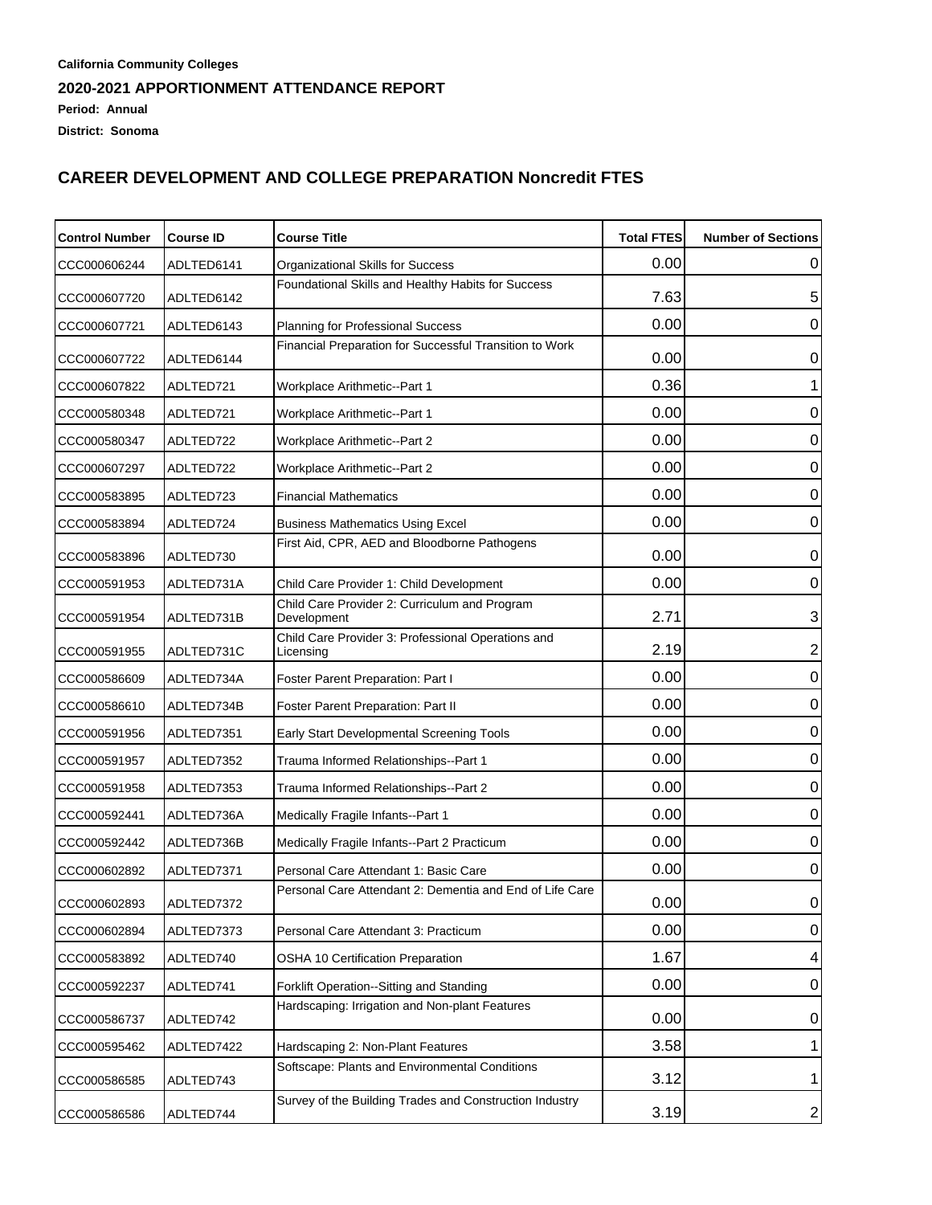**California Community Colleges**

## 2020-2021 APPORTIONMENT ATTENDANCE REPORT

**Period: Annual**

**District: Sonoma**

## CAREER DEVELOPMENT AND COLLEGE PREPARATION Noncredit FTES

| Control Number | Course ID | Course Title | Total FTES | Number of Sections |
|---|---|---|---|---|
| CCC000606244 | ADLTED6141 | Organizational Skills for Success | 0.00 | 0 |
| CCC000607720 | ADLTED6142 | Foundational Skills and Healthy Habits for Success | 7.63 | 5 |
| CCC000607721 | ADLTED6143 | Planning for Professional Success | 0.00 | 0 |
| CCC000607722 | ADLTED6144 | Financial Preparation for Successful Transition to Work | 0.00 | 0 |
| CCC000607822 | ADLTED721 | Workplace Arithmetic--Part 1 | 0.36 | 1 |
| CCC000580348 | ADLTED721 | Workplace Arithmetic--Part 1 | 0.00 | 0 |
| CCC000580347 | ADLTED722 | Workplace Arithmetic--Part 2 | 0.00 | 0 |
| CCC000607297 | ADLTED722 | Workplace Arithmetic--Part 2 | 0.00 | 0 |
| CCC000583895 | ADLTED723 | Financial Mathematics | 0.00 | 0 |
| CCC000583894 | ADLTED724 | Business Mathematics Using Excel | 0.00 | 0 |
| CCC000583896 | ADLTED730 | First Aid, CPR, AED and Bloodborne Pathogens | 0.00 | 0 |
| CCC000591953 | ADLTED731A | Child Care Provider 1: Child Development | 0.00 | 0 |
| CCC000591954 | ADLTED731B | Child Care Provider 2: Curriculum and Program Development | 2.71 | 3 |
| CCC000591955 | ADLTED731C | Child Care Provider 3: Professional Operations and Licensing | 2.19 | 2 |
| CCC000586609 | ADLTED734A | Foster Parent Preparation: Part I | 0.00 | 0 |
| CCC000586610 | ADLTED734B | Foster Parent Preparation: Part II | 0.00 | 0 |
| CCC000591956 | ADLTED7351 | Early Start Developmental Screening Tools | 0.00 | 0 |
| CCC000591957 | ADLTED7352 | Trauma Informed Relationships--Part 1 | 0.00 | 0 |
| CCC000591958 | ADLTED7353 | Trauma Informed Relationships--Part 2 | 0.00 | 0 |
| CCC000592441 | ADLTED736A | Medically Fragile Infants--Part 1 | 0.00 | 0 |
| CCC000592442 | ADLTED736B | Medically Fragile Infants--Part 2 Practicum | 0.00 | 0 |
| CCC000602892 | ADLTED7371 | Personal Care Attendant 1: Basic Care | 0.00 | 0 |
| CCC000602893 | ADLTED7372 | Personal Care Attendant 2: Dementia and End of Life Care | 0.00 | 0 |
| CCC000602894 | ADLTED7373 | Personal Care Attendant 3: Practicum | 0.00 | 0 |
| CCC000583892 | ADLTED740 | OSHA 10 Certification Preparation | 1.67 | 4 |
| CCC000592237 | ADLTED741 | Forklift Operation--Sitting and Standing | 0.00 | 0 |
| CCC000586737 | ADLTED742 | Hardscaping: Irrigation and Non-plant Features | 0.00 | 0 |
| CCC000595462 | ADLTED7422 | Hardscaping 2: Non-Plant Features | 3.58 | 1 |
| CCC000586585 | ADLTED743 | Softscape: Plants and Environmental Conditions | 3.12 | 1 |
| CCC000586586 | ADLTED744 | Survey of the Building Trades and Construction Industry | 3.19 | 2 |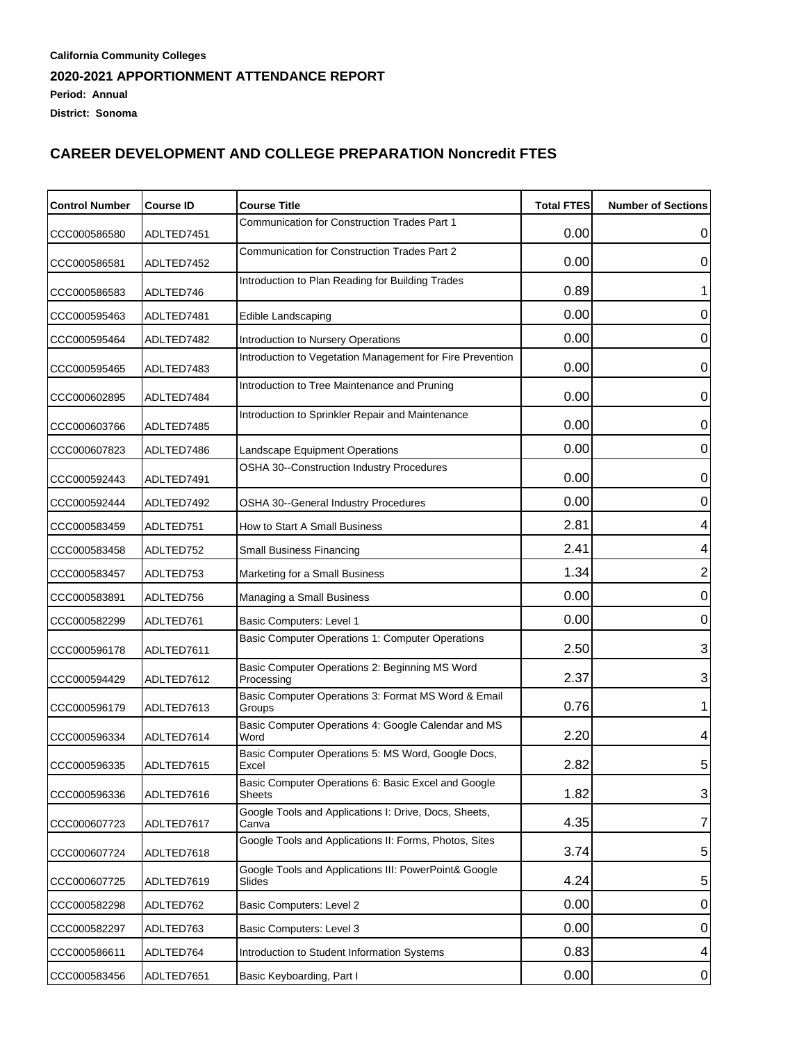**California Community Colleges**

**2020-2021 APPORTIONMENT ATTENDANCE REPORT**

**Period: Annual**

**District: Sonoma**

## CAREER DEVELOPMENT AND COLLEGE PREPARATION Noncredit FTES

| Control Number | Course ID | Course Title | Total FTES | Number of Sections |
|---|---|---|---|---|
| CCC000586580 | ADLTED7451 | Communication for Construction Trades Part 1 | 0.00 | 0 |
| CCC000586581 | ADLTED7452 | Communication for Construction Trades Part 2 | 0.00 | 0 |
| CCC000586583 | ADLTED746 | Introduction to Plan Reading for Building Trades | 0.89 | 1 |
| CCC000595463 | ADLTED7481 | Edible Landscaping | 0.00 | 0 |
| CCC000595464 | ADLTED7482 | Introduction to Nursery Operations | 0.00 | 0 |
| CCC000595465 | ADLTED7483 | Introduction to Vegetation Management for Fire Prevention | 0.00 | 0 |
| CCC000602895 | ADLTED7484 | Introduction to Tree Maintenance and Pruning | 0.00 | 0 |
| CCC000603766 | ADLTED7485 | Introduction to Sprinkler Repair and Maintenance | 0.00 | 0 |
| CCC000607823 | ADLTED7486 | Landscape Equipment Operations | 0.00 | 0 |
| CCC000592443 | ADLTED7491 | OSHA 30--Construction Industry Procedures | 0.00 | 0 |
| CCC000592444 | ADLTED7492 | OSHA 30--General Industry Procedures | 0.00 | 0 |
| CCC000583459 | ADLTED751 | How to Start A Small Business | 2.81 | 4 |
| CCC000583458 | ADLTED752 | Small Business Financing | 2.41 | 4 |
| CCC000583457 | ADLTED753 | Marketing for a Small Business | 1.34 | 2 |
| CCC000583891 | ADLTED756 | Managing a Small Business | 0.00 | 0 |
| CCC000582299 | ADLTED761 | Basic Computers: Level 1 | 0.00 | 0 |
| CCC000596178 | ADLTED7611 | Basic Computer Operations 1: Computer Operations | 2.50 | 3 |
| CCC000594429 | ADLTED7612 | Basic Computer Operations 2: Beginning MS Word Processing | 2.37 | 3 |
| CCC000596179 | ADLTED7613 | Basic Computer Operations 3: Format MS Word & Email Groups | 0.76 | 1 |
| CCC000596334 | ADLTED7614 | Basic Computer Operations 4: Google Calendar and MS Word | 2.20 | 4 |
| CCC000596335 | ADLTED7615 | Basic Computer Operations 5: MS Word, Google Docs, Excel | 2.82 | 5 |
| CCC000596336 | ADLTED7616 | Basic Computer Operations 6: Basic Excel and Google Sheets | 1.82 | 3 |
| CCC000607723 | ADLTED7617 | Google Tools and Applications I: Drive, Docs, Sheets, Canva | 4.35 | 7 |
| CCC000607724 | ADLTED7618 | Google Tools and Applications II: Forms, Photos, Sites | 3.74 | 5 |
| CCC000607725 | ADLTED7619 | Google Tools and Applications III: PowerPoint& Google Slides | 4.24 | 5 |
| CCC000582298 | ADLTED762 | Basic Computers: Level 2 | 0.00 | 0 |
| CCC000582297 | ADLTED763 | Basic Computers: Level 3 | 0.00 | 0 |
| CCC000586611 | ADLTED764 | Introduction to Student Information Systems | 0.83 | 4 |
| CCC000583456 | ADLTED7651 | Basic Keyboarding, Part I | 0.00 | 0 |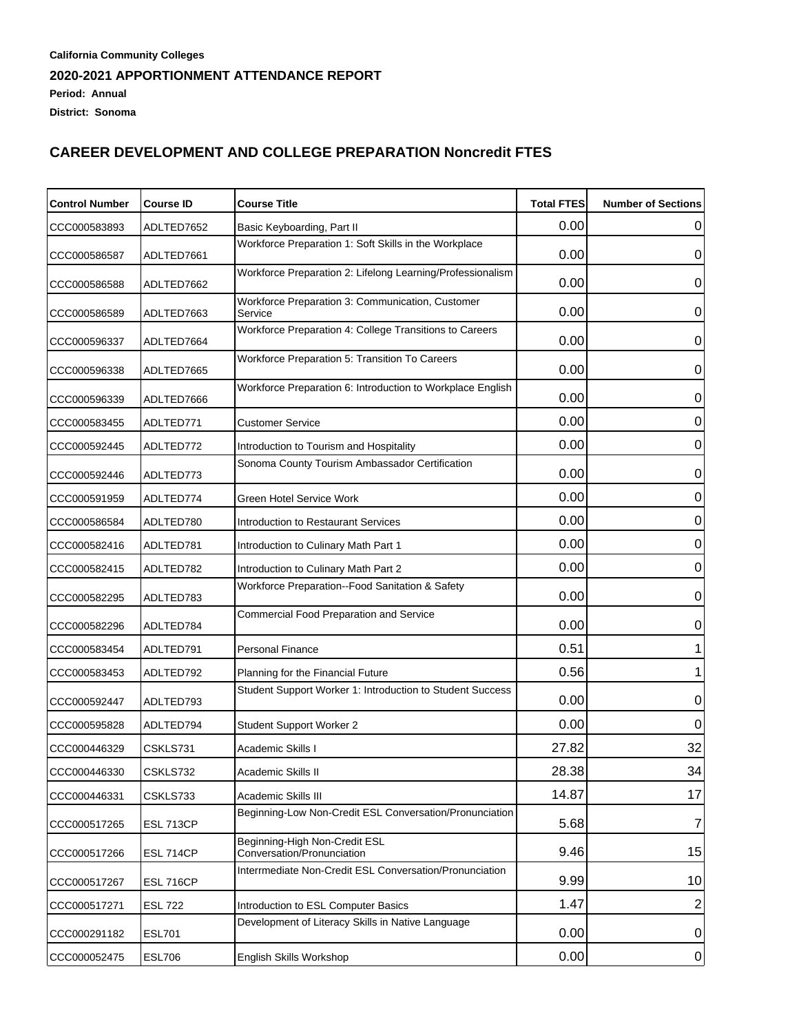**California Community Colleges**

## 2020-2021 APPORTIONMENT ATTENDANCE REPORT

**Period: Annual**

**District: Sonoma**

## CAREER DEVELOPMENT AND COLLEGE PREPARATION Noncredit FTES

| Control Number | Course ID | Course Title | Total FTES | Number of Sections |
|---|---|---|---|---|
| CCC000583893 | ADLTED7652 | Basic Keyboarding, Part II | 0.00 | 0 |
| CCC000586587 | ADLTED7661 | Workforce Preparation 1: Soft Skills in the Workplace | 0.00 | 0 |
| CCC000586588 | ADLTED7662 | Workforce Preparation 2: Lifelong Learning/Professionalism | 0.00 | 0 |
| CCC000586589 | ADLTED7663 | Workforce Preparation 3: Communication, Customer Service | 0.00 | 0 |
| CCC000596337 | ADLTED7664 | Workforce Preparation 4: College Transitions to Careers | 0.00 | 0 |
| CCC000596338 | ADLTED7665 | Workforce Preparation 5: Transition To Careers | 0.00 | 0 |
| CCC000596339 | ADLTED7666 | Workforce Preparation 6: Introduction to Workplace English | 0.00 | 0 |
| CCC000583455 | ADLTED771 | Customer Service | 0.00 | 0 |
| CCC000592445 | ADLTED772 | Introduction to Tourism and Hospitality | 0.00 | 0 |
| CCC000592446 | ADLTED773 | Sonoma County Tourism Ambassador Certification | 0.00 | 0 |
| CCC000591959 | ADLTED774 | Green Hotel Service Work | 0.00 | 0 |
| CCC000586584 | ADLTED780 | Introduction to Restaurant Services | 0.00 | 0 |
| CCC000582416 | ADLTED781 | Introduction to Culinary Math Part 1 | 0.00 | 0 |
| CCC000582415 | ADLTED782 | Introduction to Culinary Math Part 2 | 0.00 | 0 |
| CCC000582295 | ADLTED783 | Workforce Preparation--Food Sanitation & Safety | 0.00 | 0 |
| CCC000582296 | ADLTED784 | Commercial Food Preparation and Service | 0.00 | 0 |
| CCC000583454 | ADLTED791 | Personal Finance | 0.51 | 1 |
| CCC000583453 | ADLTED792 | Planning for the Financial Future | 0.56 | 1 |
| CCC000592447 | ADLTED793 | Student Support Worker 1: Introduction to Student Success | 0.00 | 0 |
| CCC000595828 | ADLTED794 | Student Support Worker 2 | 0.00 | 0 |
| CCC000446329 | CSKLS731 | Academic Skills I | 27.82 | 32 |
| CCC000446330 | CSKLS732 | Academic Skills II | 28.38 | 34 |
| CCC000446331 | CSKLS733 | Academic Skills III | 14.87 | 17 |
| CCC000517265 | ESL 713CP | Beginning-Low Non-Credit ESL Conversation/Pronunciation | 5.68 | 7 |
| CCC000517266 | ESL 714CP | Beginning-High Non-Credit ESL Conversation/Pronunciation | 9.46 | 15 |
| CCC000517267 | ESL 716CP | Interrmediate Non-Credit ESL Conversation/Pronunciation | 9.99 | 10 |
| CCC000517271 | ESL 722 | Introduction to ESL Computer Basics | 1.47 | 2 |
| CCC000291182 | ESL701 | Development of Literacy Skills in Native Language | 0.00 | 0 |
| CCC000052475 | ESL706 | English Skills Workshop | 0.00 | 0 |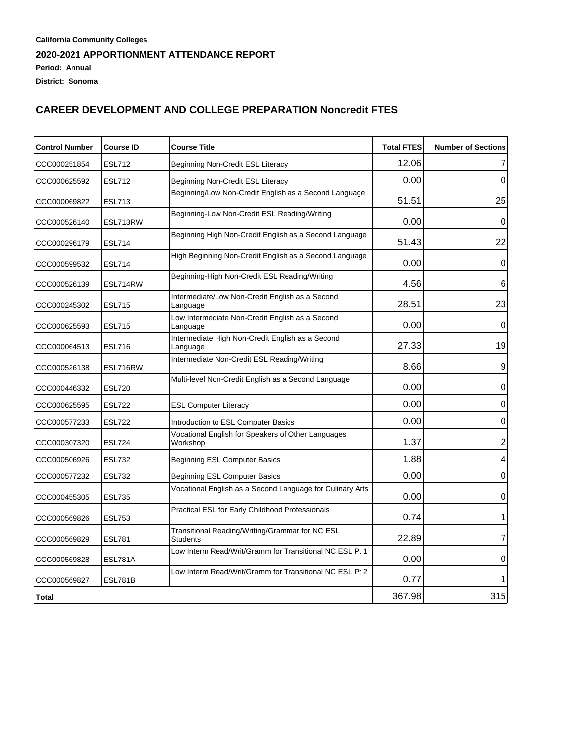**California Community Colleges**

**2020-2021 APPORTIONMENT ATTENDANCE REPORT**

**Period: Annual**

**District: Sonoma**

## CAREER DEVELOPMENT AND COLLEGE PREPARATION Noncredit FTES

| Control Number | Course ID | Course Title | Total FTES | Number of Sections |
|---|---|---|---|---|
| CCC000251854 | ESL712 | Beginning Non-Credit ESL Literacy | 12.06 | 7 |
| CCC000625592 | ESL712 | Beginning Non-Credit ESL Literacy | 0.00 | 0 |
| CCC000069822 | ESL713 | Beginning/Low Non-Credit English as a Second Language | 51.51 | 25 |
| CCC000526140 | ESL713RW | Beginning-Low Non-Credit ESL Reading/Writing | 0.00 | 0 |
| CCC000296179 | ESL714 | Beginning High Non-Credit English as a Second Language | 51.43 | 22 |
| CCC000599532 | ESL714 | High Beginning Non-Credit English as a Second Language | 0.00 | 0 |
| CCC000526139 | ESL714RW | Beginning-High Non-Credit ESL Reading/Writing | 4.56 | 6 |
| CCC000245302 | ESL715 | Intermediate/Low Non-Credit English as a Second Language | 28.51 | 23 |
| CCC000625593 | ESL715 | Low Intermediate Non-Credit English as a Second Language | 0.00 | 0 |
| CCC000064513 | ESL716 | Intermediate High Non-Credit English as a Second Language | 27.33 | 19 |
| CCC000526138 | ESL716RW | Intermediate Non-Credit ESL Reading/Writing | 8.66 | 9 |
| CCC000446332 | ESL720 | Multi-level Non-Credit English as a Second Language | 0.00 | 0 |
| CCC000625595 | ESL722 | ESL Computer Literacy | 0.00 | 0 |
| CCC000577233 | ESL722 | Introduction to ESL Computer Basics | 0.00 | 0 |
| CCC000307320 | ESL724 | Vocational English for Speakers of Other Languages Workshop | 1.37 | 2 |
| CCC000506926 | ESL732 | Beginning ESL Computer Basics | 1.88 | 4 |
| CCC000577232 | ESL732 | Beginning ESL Computer Basics | 0.00 | 0 |
| CCC000455305 | ESL735 | Vocational English as a Second Language for Culinary Arts | 0.00 | 0 |
| CCC000569826 | ESL753 | Practical ESL for Early Childhood Professionals | 0.74 | 1 |
| CCC000569829 | ESL781 | Transitional Reading/Writing/Grammar for NC ESL Students | 22.89 | 7 |
| CCC000569828 | ESL781A | Low Interm Read/Writ/Gramm for Transitional NC ESL Pt 1 | 0.00 | 0 |
| CCC000569827 | ESL781B | Low Interm Read/Writ/Gramm for Transitional NC ESL Pt 2 | 0.77 | 1 |
| **Total** | | | 367.98 | 315 |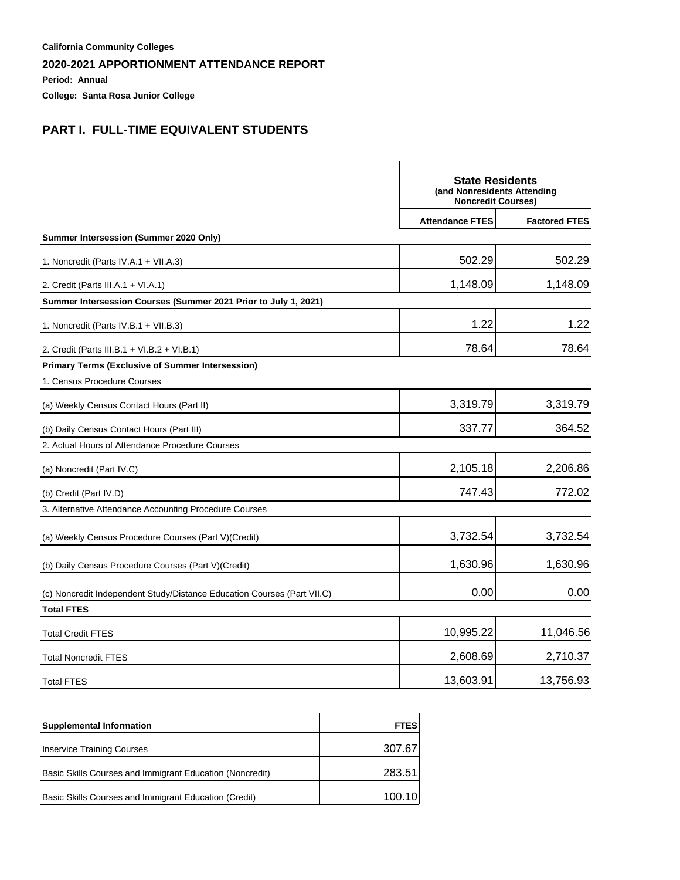**California Community Colleges**

## 2020-2021 APPORTIONMENT ATTENDANCE REPORT

**Period: Annual**

**College: Santa Rosa Junior College**

## PART I. FULL-TIME EQUIVALENT STUDENTS

| | State Residents (and Nonresidents Attending Noncredit Courses) | |
|---|---|---|
| | **Attendance FTES** | **Factored FTES** |
| **Summer Intersession (Summer 2020 Only)** | | |
| 1. Noncredit (Parts IV.A.1 + VII.A.3) | 502.29 | 502.29 |
| 2. Credit (Parts III.A.1 + VI.A.1) | 1,148.09 | 1,148.09 |
| **Summer Intersession Courses (Summer 2021 Prior to July 1, 2021)** | | |
| 1. Noncredit (Parts IV.B.1 + VII.B.3) | 1.22 | 1.22 |
| 2. Credit (Parts III.B.1 + VI.B.2 + VI.B.1) | 78.64 | 78.64 |
| **Primary Terms (Exclusive of Summer Intersession)** | | |
| 1. Census Procedure Courses | | |
| (a) Weekly Census Contact Hours (Part II) | 3,319.79 | 3,319.79 |
| (b) Daily Census Contact Hours (Part III) | 337.77 | 364.52 |
| 2. Actual Hours of Attendance Procedure Courses | | |
| (a) Noncredit (Part IV.C) | 2,105.18 | 2,206.86 |
| (b) Credit (Part IV.D) | 747.43 | 772.02 |
| 3. Alternative Attendance Accounting Procedure Courses | | |
| (a) Weekly Census Procedure Courses (Part V)(Credit) | 3,732.54 | 3,732.54 |
| (b) Daily Census Procedure Courses (Part V)(Credit) | 1,630.96 | 1,630.96 |
| (c) Noncredit Independent Study/Distance Education Courses (Part VII.C) | 0.00 | 0.00 |
| **Total FTES** | | |
| Total Credit FTES | 10,995.22 | 11,046.56 |
| Total Noncredit FTES | 2,608.69 | 2,710.37 |
| Total FTES | 13,603.91 | 13,756.93 |

| **Supplemental Information** | **FTES** |
|---|---|
| Inservice Training Courses | 307.67 |
| Basic Skills Courses and Immigrant Education (Noncredit) | 283.51 |
| Basic Skills Courses and Immigrant Education (Credit) | 100.10 |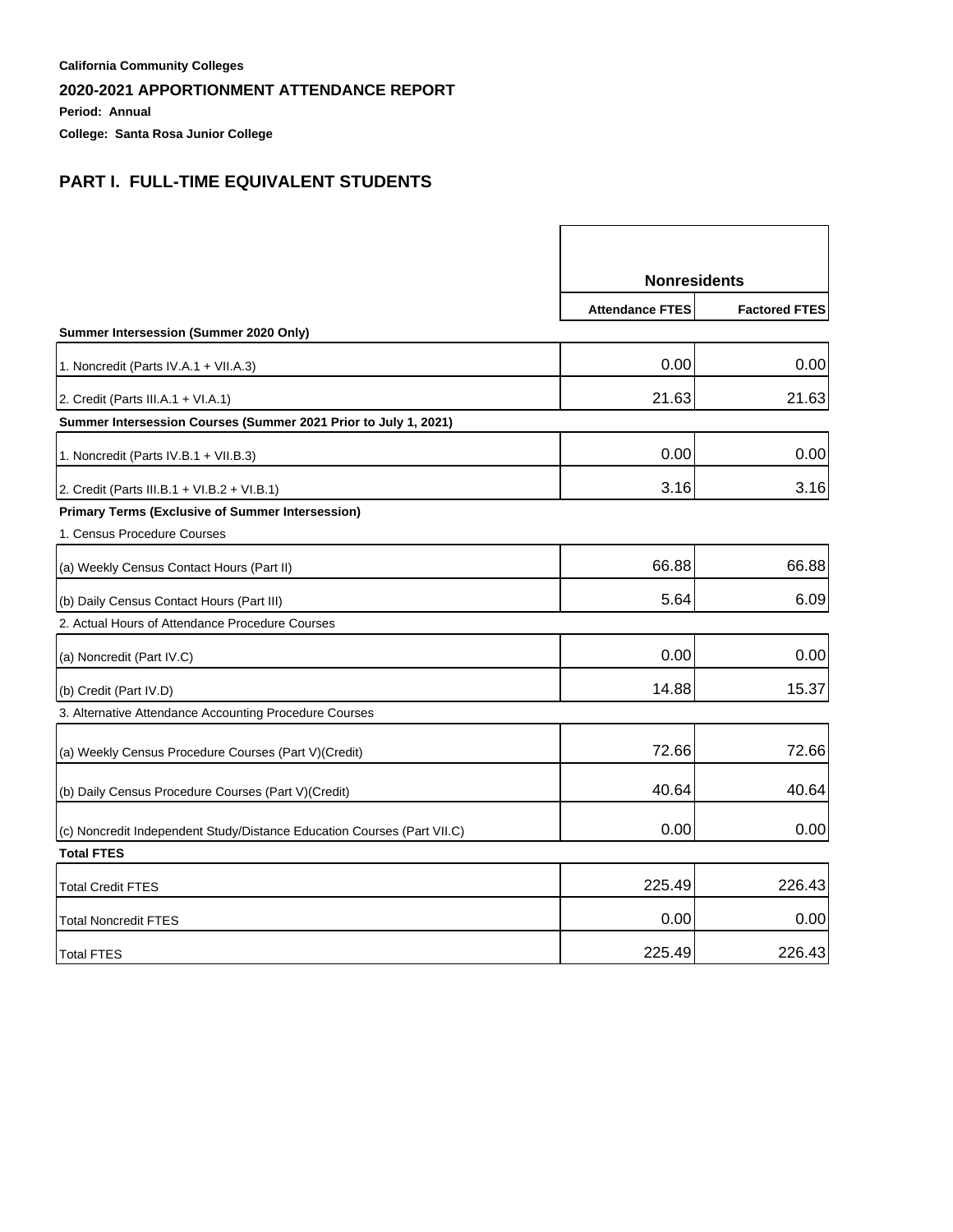**California Community Colleges**

## 2020-2021 APPORTIONMENT ATTENDANCE REPORT

**Period: Annual**

**College: Santa Rosa Junior College**

## PART I. FULL-TIME EQUIVALENT STUDENTS

| | Nonresidents | |
|---|---|---|
| | **Attendance FTES** | **Factored FTES** |
| **Summer Intersession (Summer 2020 Only)** | | |
| 1. Noncredit (Parts IV.A.1 + VII.A.3) | 0.00 | 0.00 |
| 2. Credit (Parts III.A.1 + VI.A.1) | 21.63 | 21.63 |
| **Summer Intersession Courses (Summer 2021 Prior to July 1, 2021)** | | |
| 1. Noncredit (Parts IV.B.1 + VII.B.3) | 0.00 | 0.00 |
| 2. Credit (Parts III.B.1 + VI.B.2 + VI.B.1) | 3.16 | 3.16 |
| **Primary Terms (Exclusive of Summer Intersession)** | | |
| 1. Census Procedure Courses | | |
| (a) Weekly Census Contact Hours (Part II) | 66.88 | 66.88 |
| (b) Daily Census Contact Hours (Part III) | 5.64 | 6.09 |
| 2. Actual Hours of Attendance Procedure Courses | | |
| (a) Noncredit (Part IV.C) | 0.00 | 0.00 |
| (b) Credit (Part IV.D) | 14.88 | 15.37 |
| 3. Alternative Attendance Accounting Procedure Courses | | |
| (a) Weekly Census Procedure Courses (Part V)(Credit) | 72.66 | 72.66 |
| (b) Daily Census Procedure Courses (Part V)(Credit) | 40.64 | 40.64 |
| (c) Noncredit Independent Study/Distance Education Courses (Part VII.C) | 0.00 | 0.00 |
| **Total FTES** | | |
| Total Credit FTES | 225.49 | 226.43 |
| Total Noncredit FTES | 0.00 | 0.00 |
| Total FTES | 225.49 | 226.43 |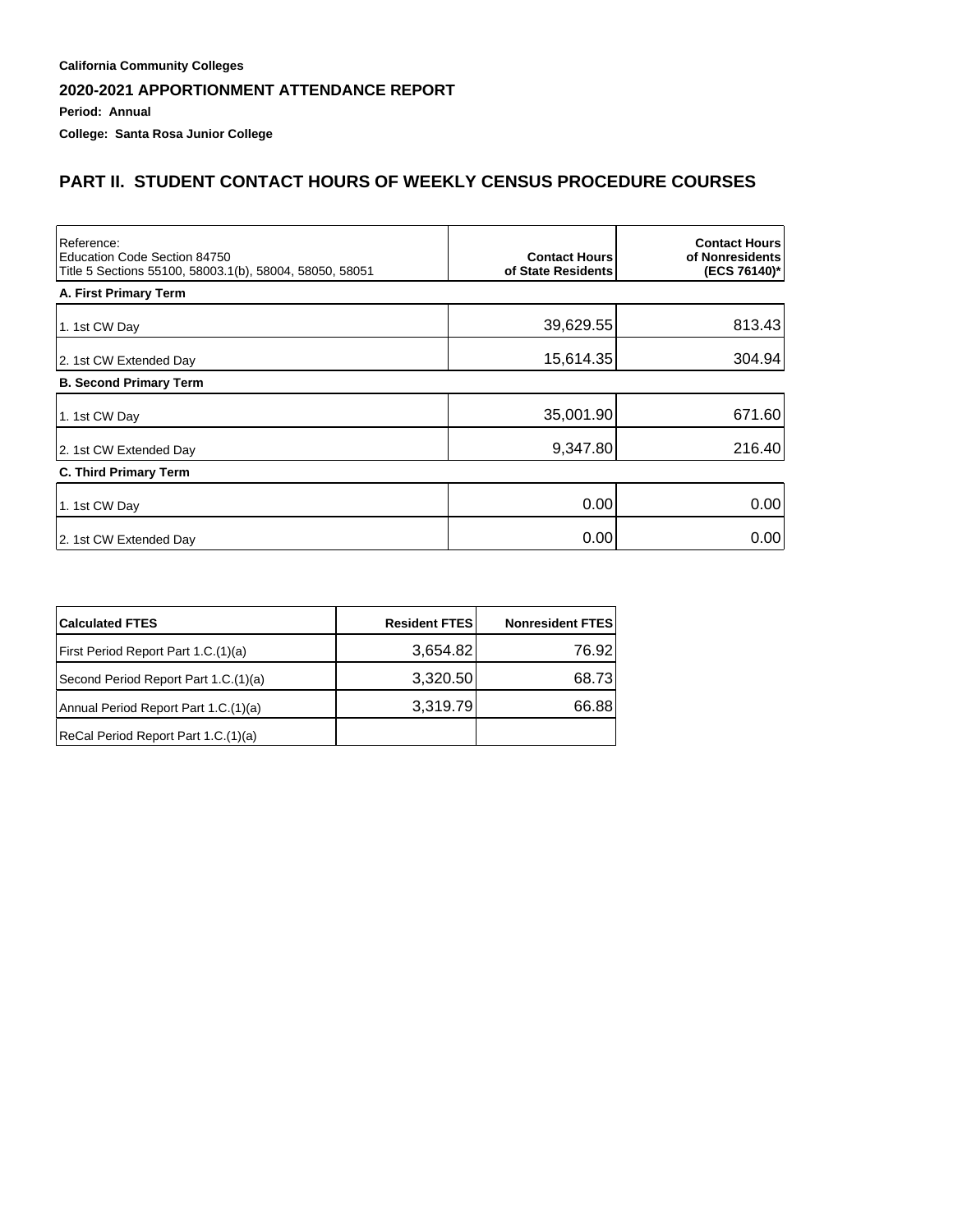**California Community Colleges**

## 2020-2021 APPORTIONMENT ATTENDANCE REPORT

**Period: Annual**

**College: Santa Rosa Junior College**

## PART II. STUDENT CONTACT HOURS OF WEEKLY CENSUS PROCEDURE COURSES

| Reference:<br>Education Code Section 84750<br>Title 5 Sections 55100, 58003.1(b), 58004, 58050, 58051 | Contact Hours of State Residents | Contact Hours of Nonresidents (ECS 76140)* |
|---|---|---|
| **A. First Primary Term** | | |
| 1. 1st CW Day | 39,629.55 | 813.43 |
| 2. 1st CW Extended Day | 15,614.35 | 304.94 |
| **B. Second Primary Term** | | |
| 1. 1st CW Day | 35,001.90 | 671.60 |
| 2. 1st CW Extended Day | 9,347.80 | 216.40 |
| **C. Third Primary Term** | | |
| 1. 1st CW Day | 0.00 | 0.00 |
| 2. 1st CW Extended Day | 0.00 | 0.00 |

| Calculated FTES | Resident FTES | Nonresident FTES |
|---|---|---|
| First Period Report Part 1.C.(1)(a) | 3,654.82 | 76.92 |
| Second Period Report Part 1.C.(1)(a) | 3,320.50 | 68.73 |
| Annual Period Report Part 1.C.(1)(a) | 3,319.79 | 66.88 |
| ReCal Period Report Part 1.C.(1)(a) | | |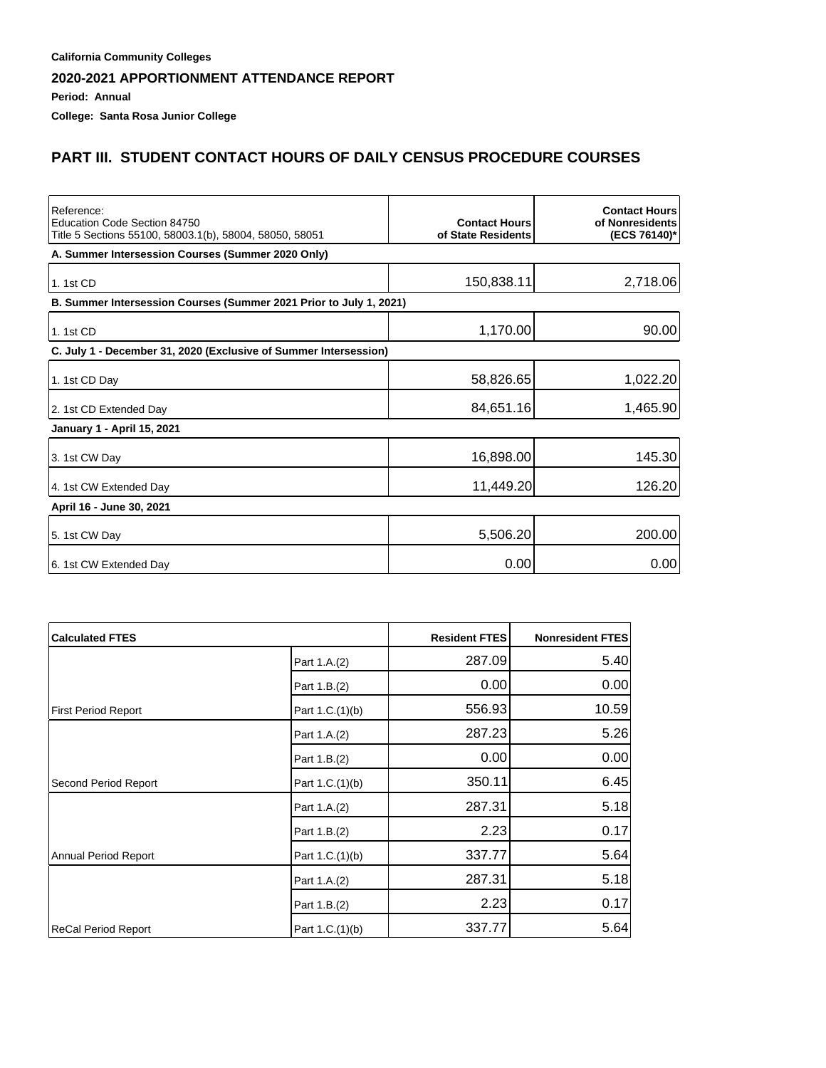**California Community Colleges**

**2020-2021 APPORTIONMENT ATTENDANCE REPORT**

**Period: Annual**

**College: Santa Rosa Junior College**

## PART III. STUDENT CONTACT HOURS OF DAILY CENSUS PROCEDURE COURSES

| Reference: Education Code Section 84750 Title 5 Sections 55100, 58003.1(b), 58004, 58050, 58051 | Contact Hours of State Residents | Contact Hours of Nonresidents (ECS 76140)* |
|---|---|---|
| **A. Summer Intersession Courses (Summer 2020 Only)** | | |
| 1. 1st CD | 150,838.11 | 2,718.06 |
| **B. Summer Intersession Courses (Summer 2021 Prior to July 1, 2021)** | | |
| 1. 1st CD | 1,170.00 | 90.00 |
| **C. July 1 - December 31, 2020 (Exclusive of Summer Intersession)** | | |
| 1. 1st CD Day | 58,826.65 | 1,022.20 |
| 2. 1st CD Extended Day | 84,651.16 | 1,465.90 |
| **January 1 - April 15, 2021** | | |
| 3. 1st CW Day | 16,898.00 | 145.30 |
| 4. 1st CW Extended Day | 11,449.20 | 126.20 |
| **April 16 - June 30, 2021** | | |
| 5. 1st CW Day | 5,506.20 | 200.00 |
| 6. 1st CW Extended Day | 0.00 | 0.00 |

| Calculated FTES | | Resident FTES | Nonresident FTES |
|---|---|---|---|
| | Part 1.A.(2) | 287.09 | 5.40 |
| | Part 1.B.(2) | 0.00 | 0.00 |
| First Period Report | Part 1.C.(1)(b) | 556.93 | 10.59 |
| | Part 1.A.(2) | 287.23 | 5.26 |
| | Part 1.B.(2) | 0.00 | 0.00 |
| Second Period Report | Part 1.C.(1)(b) | 350.11 | 6.45 |
| | Part 1.A.(2) | 287.31 | 5.18 |
| | Part 1.B.(2) | 2.23 | 0.17 |
| Annual Period Report | Part 1.C.(1)(b) | 337.77 | 5.64 |
| | Part 1.A.(2) | 287.31 | 5.18 |
| | Part 1.B.(2) | 2.23 | 0.17 |
| ReCal Period Report | Part 1.C.(1)(b) | 337.77 | 5.64 |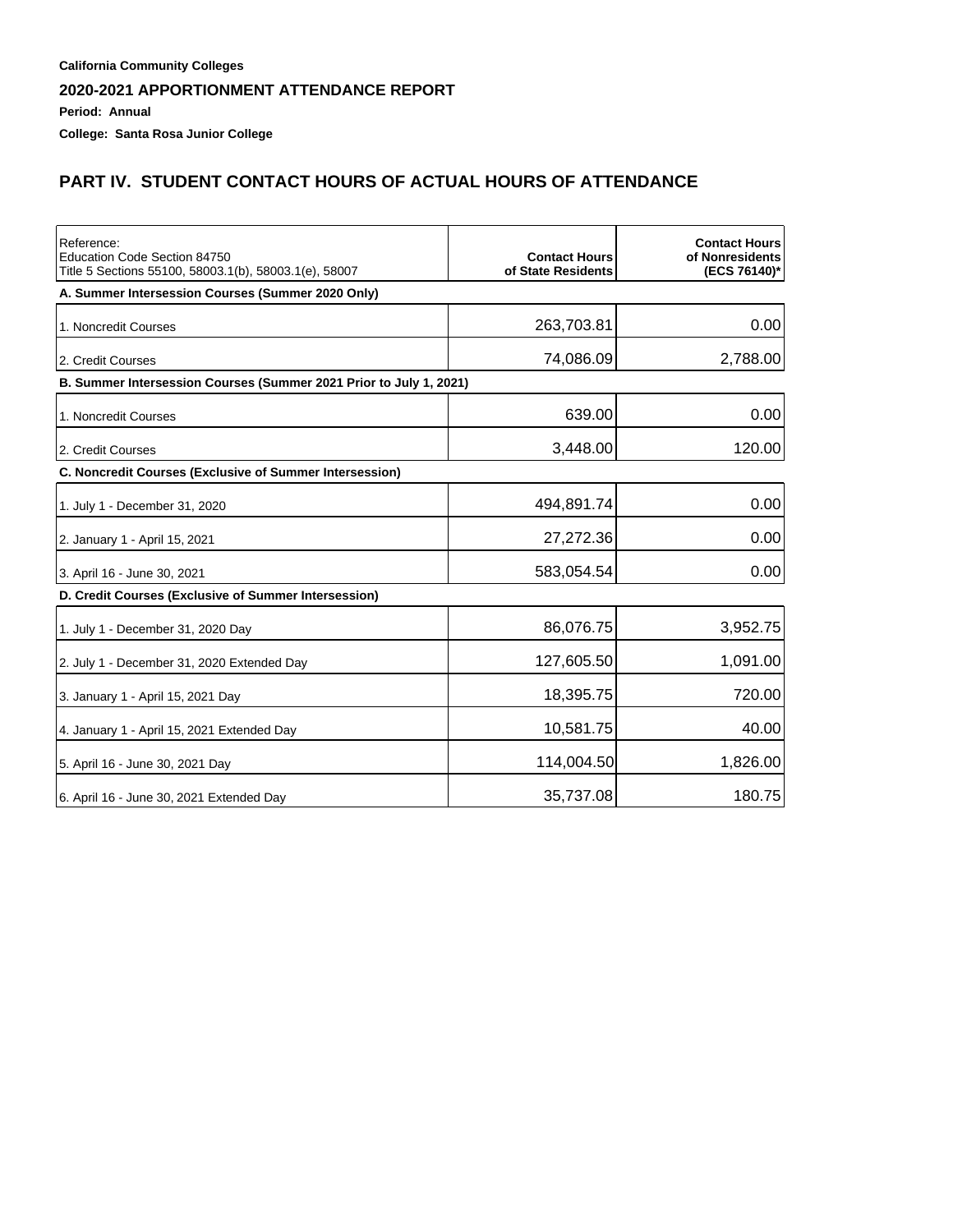**California Community Colleges**

## 2020-2021 APPORTIONMENT ATTENDANCE REPORT

**Period: Annual**

**College: Santa Rosa Junior College**

## PART IV. STUDENT CONTACT HOURS OF ACTUAL HOURS OF ATTENDANCE

| Reference: Education Code Section 84750 Title 5 Sections 55100, 58003.1(b), 58003.1(e), 58007 | Contact Hours of State Residents | Contact Hours of Nonresidents (ECS 76140)* |
|---|---|---|
| **A. Summer Intersession Courses (Summer 2020 Only)** | | |
| 1. Noncredit Courses | 263,703.81 | 0.00 |
| 2. Credit Courses | 74,086.09 | 2,788.00 |
| **B. Summer Intersession Courses (Summer 2021 Prior to July 1, 2021)** | | |
| 1. Noncredit Courses | 639.00 | 0.00 |
| 2. Credit Courses | 3,448.00 | 120.00 |
| **C. Noncredit Courses (Exclusive of Summer Intersession)** | | |
| 1. July 1 - December 31, 2020 | 494,891.74 | 0.00 |
| 2. January 1 - April 15, 2021 | 27,272.36 | 0.00 |
| 3. April 16 - June 30, 2021 | 583,054.54 | 0.00 |
| **D. Credit Courses (Exclusive of Summer Intersession)** | | |
| 1. July 1 - December 31, 2020 Day | 86,076.75 | 3,952.75 |
| 2. July 1 - December 31, 2020 Extended Day | 127,605.50 | 1,091.00 |
| 3. January 1 - April 15, 2021 Day | 18,395.75 | 720.00 |
| 4. January 1 - April 15, 2021 Extended Day | 10,581.75 | 40.00 |
| 5. April 16 - June 30, 2021 Day | 114,004.50 | 1,826.00 |
| 6. April 16 - June 30, 2021 Extended Day | 35,737.08 | 180.75 |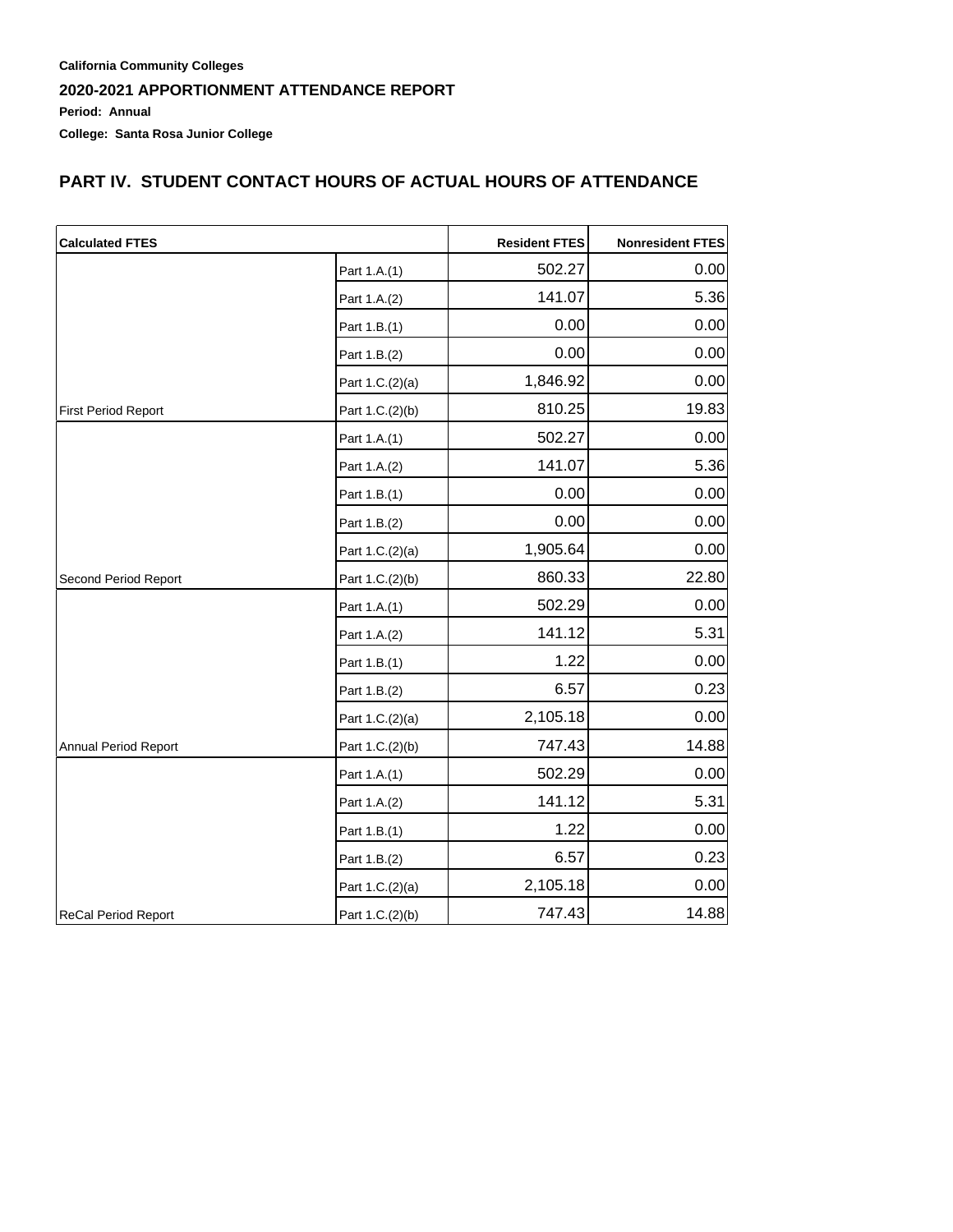**California Community Colleges**

**2020-2021 APPORTIONMENT ATTENDANCE REPORT**

**Period: Annual**

**College: Santa Rosa Junior College**

## PART IV. STUDENT CONTACT HOURS OF ACTUAL HOURS OF ATTENDANCE

| Calculated FTES | | Resident FTES | Nonresident FTES |
|---|---|---|---|
| | Part 1.A.(1) | 502.27 | 0.00 |
| | Part 1.A.(2) | 141.07 | 5.36 |
| | Part 1.B.(1) | 0.00 | 0.00 |
| | Part 1.B.(2) | 0.00 | 0.00 |
| | Part 1.C.(2)(a) | 1,846.92 | 0.00 |
| First Period Report | Part 1.C.(2)(b) | 810.25 | 19.83 |
| | Part 1.A.(1) | 502.27 | 0.00 |
| | Part 1.A.(2) | 141.07 | 5.36 |
| | Part 1.B.(1) | 0.00 | 0.00 |
| | Part 1.B.(2) | 0.00 | 0.00 |
| | Part 1.C.(2)(a) | 1,905.64 | 0.00 |
| Second Period Report | Part 1.C.(2)(b) | 860.33 | 22.80 |
| | Part 1.A.(1) | 502.29 | 0.00 |
| | Part 1.A.(2) | 141.12 | 5.31 |
| | Part 1.B.(1) | 1.22 | 0.00 |
| | Part 1.B.(2) | 6.57 | 0.23 |
| | Part 1.C.(2)(a) | 2,105.18 | 0.00 |
| Annual Period Report | Part 1.C.(2)(b) | 747.43 | 14.88 |
| | Part 1.A.(1) | 502.29 | 0.00 |
| | Part 1.A.(2) | 141.12 | 5.31 |
| | Part 1.B.(1) | 1.22 | 0.00 |
| | Part 1.B.(2) | 6.57 | 0.23 |
| | Part 1.C.(2)(a) | 2,105.18 | 0.00 |
| ReCal Period Report | Part 1.C.(2)(b) | 747.43 | 14.88 |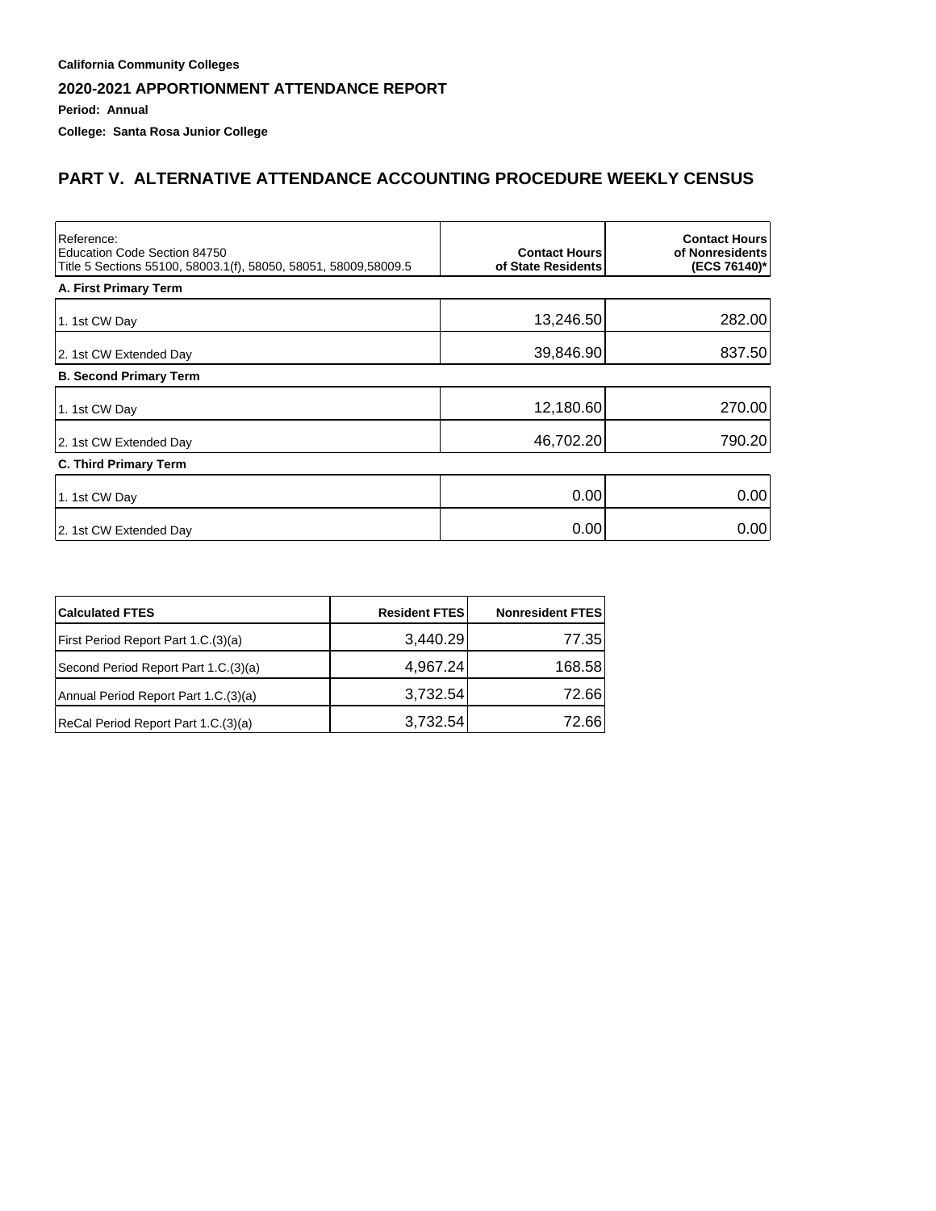**California Community Colleges**

**2020-2021 APPORTIONMENT ATTENDANCE REPORT**

**Period: Annual**

**College: Santa Rosa Junior College**

## PART V. ALTERNATIVE ATTENDANCE ACCOUNTING PROCEDURE WEEKLY CENSUS

| Reference:<br>Education Code Section 84750<br>Title 5 Sections 55100, 58003.1(f), 58050, 58051, 58009,58009.5 | **Contact Hours of State Residents** | **Contact Hours of Nonresidents (ECS 76140)*** |
|---|---|---|
| **A. First Primary Term** | | |
| 1. 1st CW Day | 13,246.50 | 282.00 |
| 2. 1st CW Extended Day | 39,846.90 | 837.50 |
| **B. Second Primary Term** | | |
| 1. 1st CW Day | 12,180.60 | 270.00 |
| 2. 1st CW Extended Day | 46,702.20 | 790.20 |
| **C. Third Primary Term** | | |
| 1. 1st CW Day | 0.00 | 0.00 |
| 2. 1st CW Extended Day | 0.00 | 0.00 |

| **Calculated FTES** | **Resident FTES** | **Nonresident FTES** |
|---|---|---|
| First Period Report Part 1.C.(3)(a) | 3,440.29 | 77.35 |
| Second Period Report Part 1.C.(3)(a) | 4,967.24 | 168.58 |
| Annual Period Report Part 1.C.(3)(a) | 3,732.54 | 72.66 |
| ReCal Period Report Part 1.C.(3)(a) | 3,732.54 | 72.66 |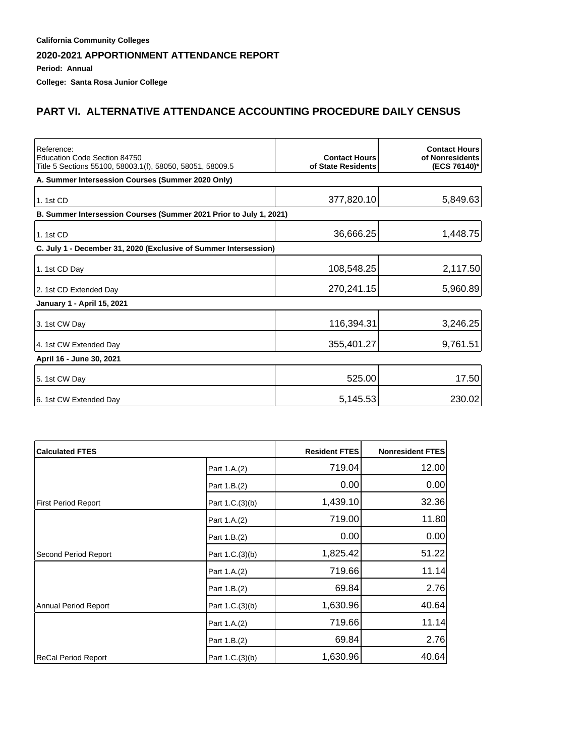**California Community Colleges**

**2020-2021 APPORTIONMENT ATTENDANCE REPORT**

**Period: Annual**

**College: Santa Rosa Junior College**

## PART VI. ALTERNATIVE ATTENDANCE ACCOUNTING PROCEDURE DAILY CENSUS

| Reference:<br>Education Code Section 84750<br>Title 5 Sections 55100, 58003.1(f), 58050, 58051, 58009.5 | **Contact Hours of State Residents** | **Contact Hours of Nonresidents (ECS 76140)*** |
|---|---|---|
| **A. Summer Intersession Courses (Summer 2020 Only)** | | |
| 1. 1st CD | 377,820.10 | 5,849.63 |
| **B. Summer Intersession Courses (Summer 2021 Prior to July 1, 2021)** | | |
| 1. 1st CD | 36,666.25 | 1,448.75 |
| **C. July 1 - December 31, 2020 (Exclusive of Summer Intersession)** | | |
| 1. 1st CD Day | 108,548.25 | 2,117.50 |
| 2. 1st CD Extended Day | 270,241.15 | 5,960.89 |
| **January 1 - April 15, 2021** | | |
| 3. 1st CW Day | 116,394.31 | 3,246.25 |
| 4. 1st CW Extended Day | 355,401.27 | 9,761.51 |
| **April 16 - June 30, 2021** | | |
| 5. 1st CW Day | 525.00 | 17.50 |
| 6. 1st CW Extended Day | 5,145.53 | 230.02 |

| **Calculated FTES** | | **Resident FTES** | **Nonresident FTES** |
|---|---|---|---|
| | Part 1.A.(2) | 719.04 | 12.00 |
| | Part 1.B.(2) | 0.00 | 0.00 |
| First Period Report | Part 1.C.(3)(b) | 1,439.10 | 32.36 |
| | Part 1.A.(2) | 719.00 | 11.80 |
| | Part 1.B.(2) | 0.00 | 0.00 |
| Second Period Report | Part 1.C.(3)(b) | 1,825.42 | 51.22 |
| | Part 1.A.(2) | 719.66 | 11.14 |
| | Part 1.B.(2) | 69.84 | 2.76 |
| Annual Period Report | Part 1.C.(3)(b) | 1,630.96 | 40.64 |
| | Part 1.A.(2) | 719.66 | 11.14 |
| | Part 1.B.(2) | 69.84 | 2.76 |
| ReCal Period Report | Part 1.C.(3)(b) | 1,630.96 | 40.64 |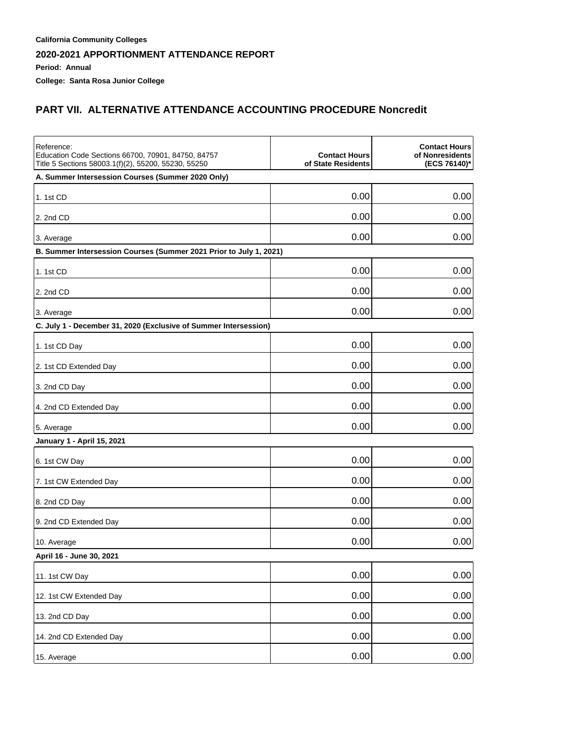**California Community Colleges**

## 2020-2021 APPORTIONMENT ATTENDANCE REPORT

**Period: Annual**

**College: Santa Rosa Junior College**

## PART VII. ALTERNATIVE ATTENDANCE ACCOUNTING PROCEDURE Noncredit

| Reference:<br>Education Code Sections 66700, 70901, 84750, 84757<br>Title 5 Sections 58003.1(f)(2), 55200, 55230, 55250 | Contact Hours of State Residents | Contact Hours of Nonresidents (ECS 76140)* |
|---|---|---|
| **A. Summer Intersession Courses (Summer 2020 Only)** | | |
| 1. 1st CD | 0.00 | 0.00 |
| 2. 2nd CD | 0.00 | 0.00 |
| 3. Average | 0.00 | 0.00 |
| **B. Summer Intersession Courses (Summer 2021 Prior to July 1, 2021)** | | |
| 1. 1st CD | 0.00 | 0.00 |
| 2. 2nd CD | 0.00 | 0.00 |
| 3. Average | 0.00 | 0.00 |
| **C. July 1 - December 31, 2020 (Exclusive of Summer Intersession)** | | |
| 1. 1st CD Day | 0.00 | 0.00 |
| 2. 1st CD Extended Day | 0.00 | 0.00 |
| 3. 2nd CD Day | 0.00 | 0.00 |
| 4. 2nd CD Extended Day | 0.00 | 0.00 |
| 5. Average | 0.00 | 0.00 |
| **January 1 - April 15, 2021** | | |
| 6. 1st CW Day | 0.00 | 0.00 |
| 7. 1st CW Extended Day | 0.00 | 0.00 |
| 8. 2nd CD Day | 0.00 | 0.00 |
| 9. 2nd CD Extended Day | 0.00 | 0.00 |
| 10. Average | 0.00 | 0.00 |
| **April 16 - June 30, 2021** | | |
| 11. 1st CW Day | 0.00 | 0.00 |
| 12. 1st CW Extended Day | 0.00 | 0.00 |
| 13. 2nd CD Day | 0.00 | 0.00 |
| 14. 2nd CD Extended Day | 0.00 | 0.00 |
| 15. Average | 0.00 | 0.00 |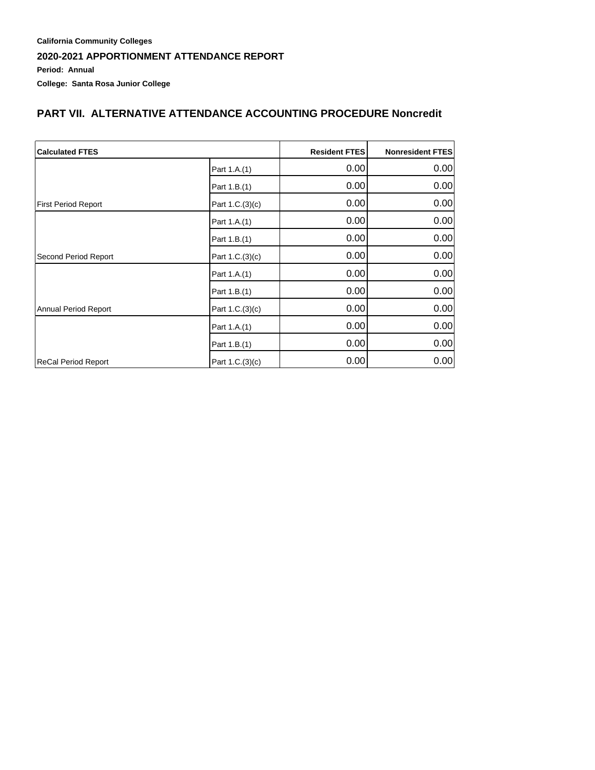**California Community Colleges**

**2020-2021 APPORTIONMENT ATTENDANCE REPORT**

**Period: Annual**

**College: Santa Rosa Junior College**

## PART VII. ALTERNATIVE ATTENDANCE ACCOUNTING PROCEDURE Noncredit

| Calculated FTES | | Resident FTES | Nonresident FTES |
|---|---|---|---|
| | Part 1.A.(1) | 0.00 | 0.00 |
| | Part 1.B.(1) | 0.00 | 0.00 |
| First Period Report | Part 1.C.(3)(c) | 0.00 | 0.00 |
| | Part 1.A.(1) | 0.00 | 0.00 |
| | Part 1.B.(1) | 0.00 | 0.00 |
| Second Period Report | Part 1.C.(3)(c) | 0.00 | 0.00 |
| | Part 1.A.(1) | 0.00 | 0.00 |
| | Part 1.B.(1) | 0.00 | 0.00 |
| Annual Period Report | Part 1.C.(3)(c) | 0.00 | 0.00 |
| | Part 1.A.(1) | 0.00 | 0.00 |
| | Part 1.B.(1) | 0.00 | 0.00 |
| ReCal Period Report | Part 1.C.(3)(c) | 0.00 | 0.00 |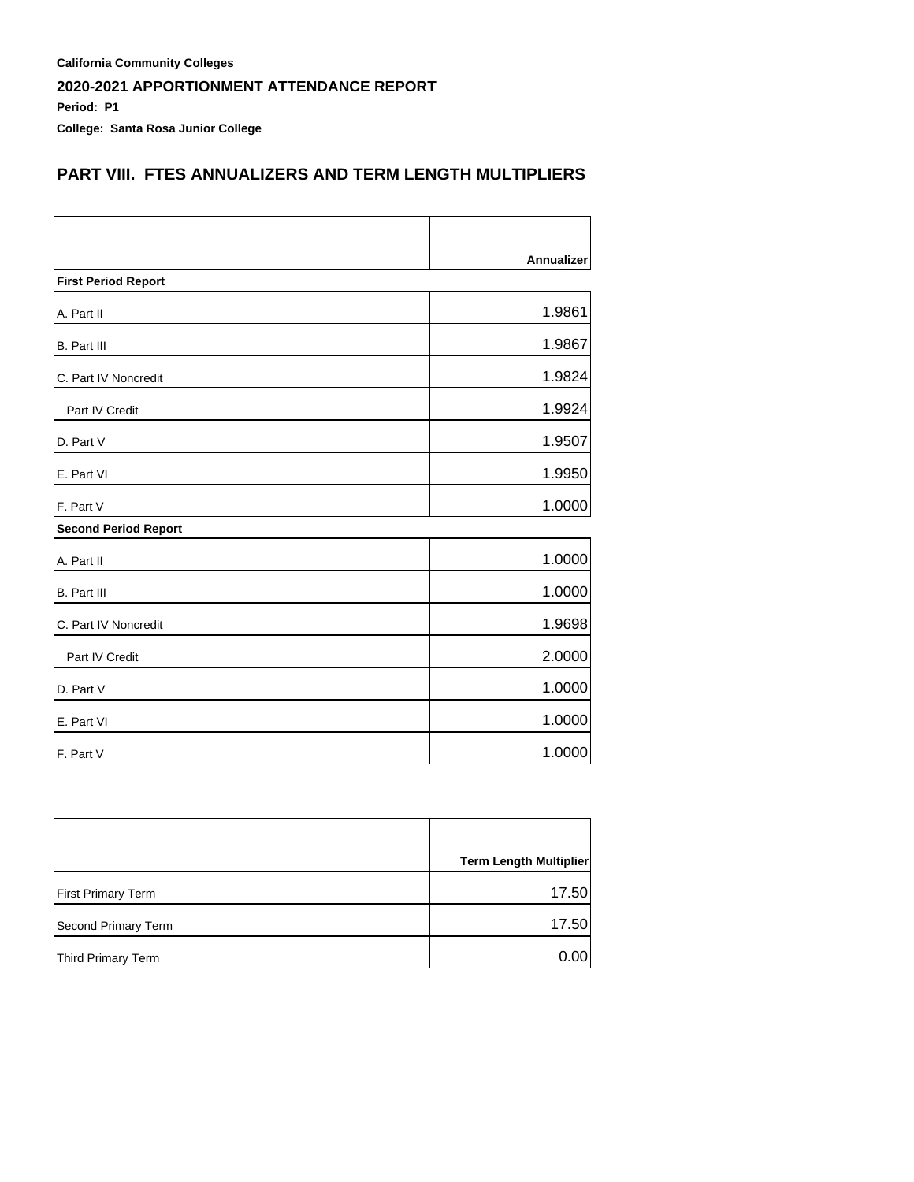**California Community Colleges**

## 2020-2021 APPORTIONMENT ATTENDANCE REPORT

**Period: P1**

**College: Santa Rosa Junior College**

## PART VIII. FTES ANNUALIZERS AND TERM LENGTH MULTIPLIERS

| | Annualizer |
|---|---|
| **First Period Report** | |
| A. Part II | 1.9861 |
| B. Part III | 1.9867 |
| C. Part IV Noncredit | 1.9824 |
| Part IV Credit | 1.9924 |
| D. Part V | 1.9507 |
| E. Part VI | 1.9950 |
| F. Part V | 1.0000 |
| **Second Period Report** | |
| A. Part II | 1.0000 |
| B. Part III | 1.0000 |
| C. Part IV Noncredit | 1.9698 |
| Part IV Credit | 2.0000 |
| D. Part V | 1.0000 |
| E. Part VI | 1.0000 |
| F. Part V | 1.0000 |

| | Term Length Multiplier |
|---|---|
| First Primary Term | 17.50 |
| Second Primary Term | 17.50 |
| Third Primary Term | 0.00 |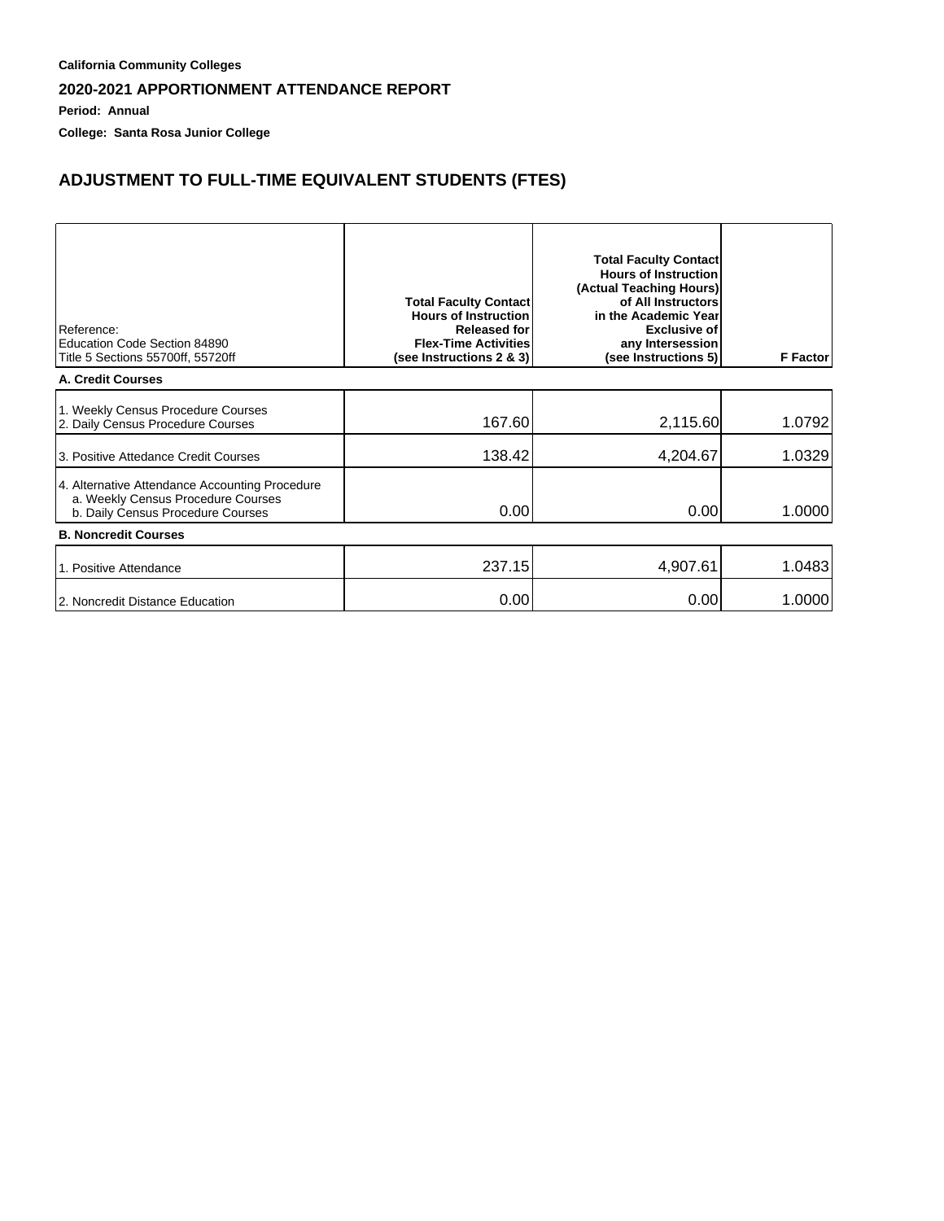**California Community Colleges**

## 2020-2021 APPORTIONMENT ATTENDANCE REPORT

**Period: Annual**

**College: Santa Rosa Junior College**

## ADJUSTMENT TO FULL-TIME EQUIVALENT STUDENTS (FTES)

| Reference:<br>Education Code Section 84890<br>Title 5 Sections 55700ff, 55720ff | Total Faculty Contact Hours of Instruction Released for Flex-Time Activities (see Instructions 2 & 3) | Total Faculty Contact Hours of Instruction (Actual Teaching Hours) of All Instructors in the Academic Year Exclusive of any Intersession (see Instructions 5) | F Factor |
|---|---|---|---|
| **A. Credit Courses** | | | |
| 1. Weekly Census Procedure Courses<br>2. Daily Census Procedure Courses | 167.60 | 2,115.60 | 1.0792 |
| 3. Positive Attedance Credit Courses | 138.42 | 4,204.67 | 1.0329 |
| 4. Alternative Attendance Accounting Procedure<br>a. Weekly Census Procedure Courses<br>b. Daily Census Procedure Courses | 0.00 | 0.00 | 1.0000 |
| **B. Noncredit Courses** | | | |
| 1. Positive Attendance | 237.15 | 4,907.61 | 1.0483 |
| 2. Noncredit Distance Education | 0.00 | 0.00 | 1.0000 |